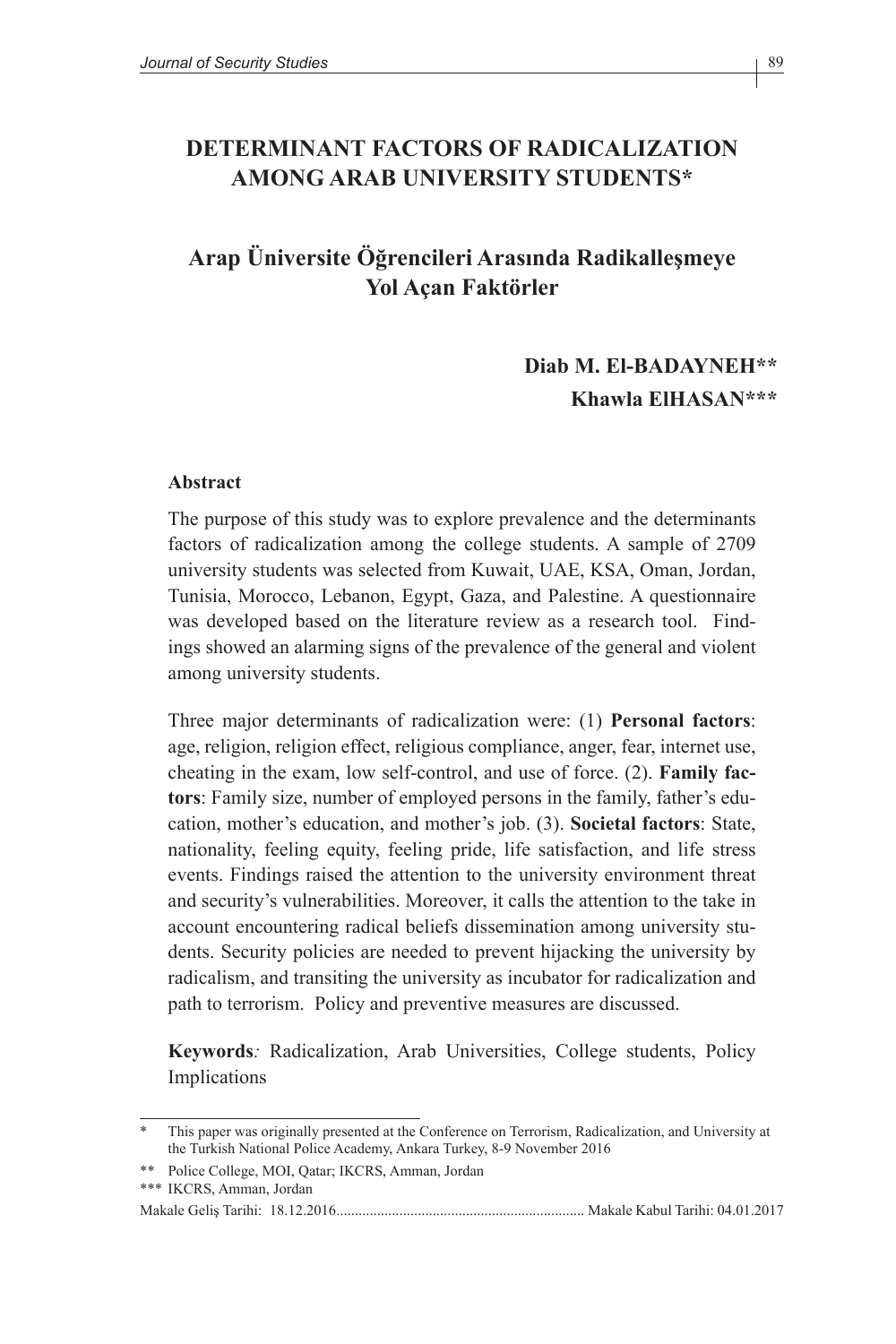# DETERMINANT FACTORS OF RADICALIZATION AMONG ARAB UNIVERSITY STUDENTS*

## Arap Üniversite Öğrencileri Arasında Radikalleşmeye Yol Açan Faktörler

**Diab M. El-BADAYNEH****

**Khawla ElHASAN*****

### Abstract

The purpose of this study was to explore prevalence and the determinants factors of radicalization among the college students. A sample of 2709 university students was selected from Kuwait, UAE, KSA, Oman, Jordan, Tunisia, Morocco, Lebanon, Egypt, Gaza, and Palestine. A questionnaire was developed based on the literature review as a research tool. Findings showed an alarming signs of the prevalence of the general and violent among university students.

Three major determinants of radicalization were: (1) **Personal factors**: age, religion, religion effect, religious compliance, anger, fear, internet use, cheating in the exam, low self-control, and use of force. (2). **Family factors**: Family size, number of employed persons in the family, father's education, mother's education, and mother's job. (3). **Societal factors**: State, nationality, feeling equity, feeling pride, life satisfaction, and life stress events. Findings raised the attention to the university environment threat and security's vulnerabilities. Moreover, it calls the attention to the take in account encountering radical beliefs dissemination among university students. Security policies are needed to prevent hijacking the university by radicalism, and transiting the university as incubator for radicalization and path to terrorism. Policy and preventive measures are discussed.

**Keywords***:* Radicalization, Arab Universities, College students, Policy Implications

---

\* This paper was originally presented at the Conference on Terrorism, Radicalization, and University at the Turkish National Police Academy, Ankara Turkey, 8-9 November 2016

\** Police College, MOI, Qatar; IKCRS, Amman, Jordan

\*** IKCRS, Amman, Jordan

Makale Geliş Tarihi: 18.12.2016 Makale Kabul Tarihi: 04.01.2017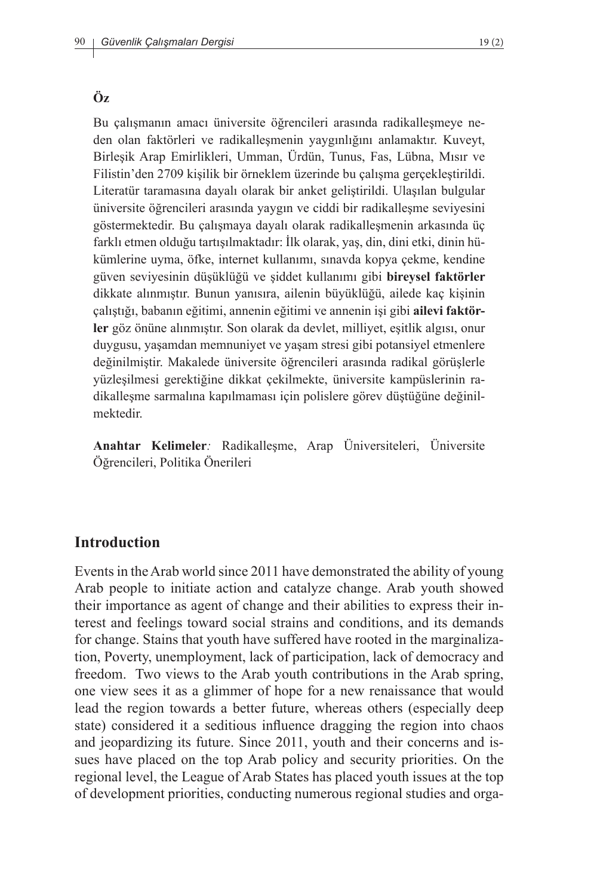## Öz

Bu çalışmanın amacı üniversite öğrencileri arasında radikalleşmeye neden olan faktörleri ve radikalleşmenin yaygınlığını anlamaktır. Kuveyt, Birleşik Arap Emirlikleri, Umman, Ürdün, Tunus, Fas, Lübna, Mısır ve Filistin'den 2709 kişilik bir örneklem üzerinde bu çalışma gerçekleştirildi. Literatür taramasına dayalı olarak bir anket geliştirildi. Ulaşılan bulgular üniversite öğrencileri arasında yaygın ve ciddi bir radikalleşme seviyesini göstermektedir. Bu çalışmaya dayalı olarak radikalleşmenin arkasında üç farklı etmen olduğu tartışılmaktadır: İlk olarak, yaş, din, dini etki, dinin hükümlerine uyma, öfke, internet kullanımı, sınavda kopya çekme, kendine güven seviyesinin düşüklüğü ve şiddet kullanımı gibi **bireysel faktörler** dikkate alınmıştır. Bunun yanısıra, ailenin büyüklüğü, ailede kaç kişinin çalıştığı, babanın eğitimi, annenin eğitimi ve annenin işi gibi **ailevi faktörler** göz önüne alınmıştır. Son olarak da devlet, milliyet, eşitlik algısı, onur duygusu, yaşamdan memnuniyet ve yaşam stresi gibi potansiyel etmenlere değinilmiştir. Makalede üniversite öğrencileri arasında radikal görüşlerle yüzleşilmesi gerektiğine dikkat çekilmekte, üniversite kampüslerinin radikalleşme sarmalına kapılmaması için polislere görev düştüğüne değinilmektedir.

**Anahtar Kelimeler***:* Radikalleşme, Arap Üniversiteleri, Üniversite Öğrencileri, Politika Önerileri

## Introduction

Events in the Arab world since 2011 have demonstrated the ability of young Arab people to initiate action and catalyze change. Arab youth showed their importance as agent of change and their abilities to express their interest and feelings toward social strains and conditions, and its demands for change. Stains that youth have suffered have rooted in the marginalization, Poverty, unemployment, lack of participation, lack of democracy and freedom. Two views to the Arab youth contributions in the Arab spring, one view sees it as a glimmer of hope for a new renaissance that would lead the region towards a better future, whereas others (especially deep state) considered it a seditious influence dragging the region into chaos and jeopardizing its future. Since 2011, youth and their concerns and issues have placed on the top Arab policy and security priorities. On the regional level, the League of Arab States has placed youth issues at the top of development priorities, conducting numerous regional studies and orga-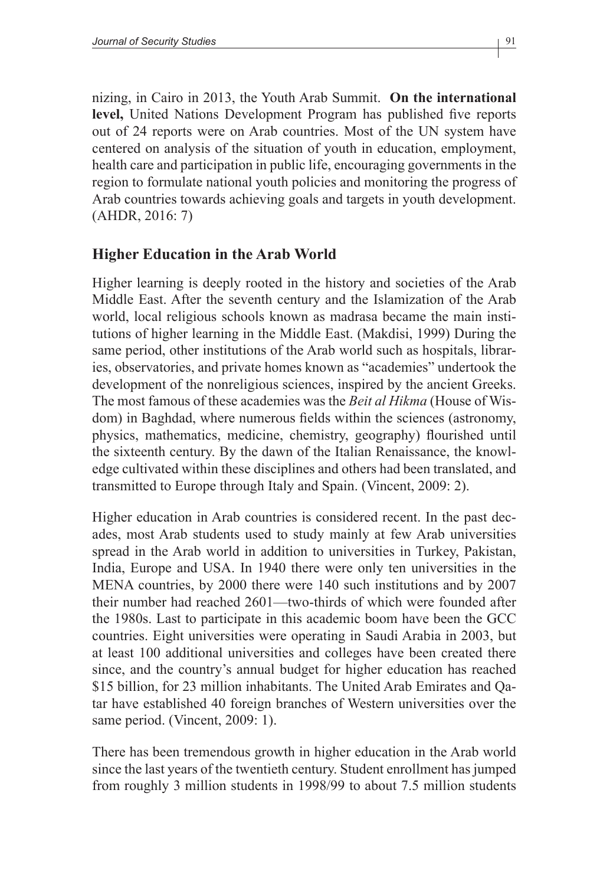nizing, in Cairo in 2013, the Youth Arab Summit. **On the international level,** United Nations Development Program has published five reports out of 24 reports were on Arab countries. Most of the UN system have centered on analysis of the situation of youth in education, employment, health care and participation in public life, encouraging governments in the region to formulate national youth policies and monitoring the progress of Arab countries towards achieving goals and targets in youth development. (AHDR, 2016: 7)

## Higher Education in the Arab World

Higher learning is deeply rooted in the history and societies of the Arab Middle East. After the seventh century and the Islamization of the Arab world, local religious schools known as madrasa became the main institutions of higher learning in the Middle East. (Makdisi, 1999) During the same period, other institutions of the Arab world such as hospitals, libraries, observatories, and private homes known as "academies" undertook the development of the nonreligious sciences, inspired by the ancient Greeks. The most famous of these academies was the *Beit al Hikma* (House of Wisdom) in Baghdad, where numerous fields within the sciences (astronomy, physics, mathematics, medicine, chemistry, geography) flourished until the sixteenth century. By the dawn of the Italian Renaissance, the knowledge cultivated within these disciplines and others had been translated, and transmitted to Europe through Italy and Spain. (Vincent, 2009: 2).

Higher education in Arab countries is considered recent. In the past decades, most Arab students used to study mainly at few Arab universities spread in the Arab world in addition to universities in Turkey, Pakistan, India, Europe and USA. In 1940 there were only ten universities in the MENA countries, by 2000 there were 140 such institutions and by 2007 their number had reached 2601—two-thirds of which were founded after the 1980s. Last to participate in this academic boom have been the GCC countries. Eight universities were operating in Saudi Arabia in 2003, but at least 100 additional universities and colleges have been created there since, and the country's annual budget for higher education has reached $15 billion, for 23 million inhabitants. The United Arab Emirates and Qatar have established 40 foreign branches of Western universities over the same period. (Vincent, 2009: 1).

There has been tremendous growth in higher education in the Arab world since the last years of the twentieth century. Student enrollment has jumped from roughly 3 million students in 1998/99 to about 7.5 million students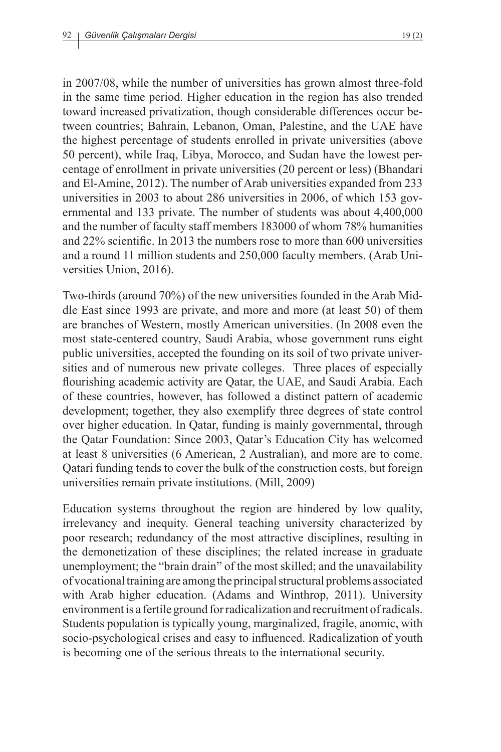in 2007/08, while the number of universities has grown almost three-fold in the same time period. Higher education in the region has also trended toward increased privatization, though considerable differences occur between countries; Bahrain, Lebanon, Oman, Palestine, and the UAE have the highest percentage of students enrolled in private universities (above 50 percent), while Iraq, Libya, Morocco, and Sudan have the lowest percentage of enrollment in private universities (20 percent or less) (Bhandari and El-Amine, 2012). The number of Arab universities expanded from 233 universities in 2003 to about 286 universities in 2006, of which 153 governmental and 133 private. The number of students was about 4,400,000 and the number of faculty staff members 183000 of whom 78% humanities and 22% scientific. In 2013 the numbers rose to more than 600 universities and a round 11 million students and 250,000 faculty members. (Arab Universities Union, 2016).

Two-thirds (around 70%) of the new universities founded in the Arab Middle East since 1993 are private, and more and more (at least 50) of them are branches of Western, mostly American universities. (In 2008 even the most state-centered country, Saudi Arabia, whose government runs eight public universities, accepted the founding on its soil of two private universities and of numerous new private colleges. Three places of especially flourishing academic activity are Qatar, the UAE, and Saudi Arabia. Each of these countries, however, has followed a distinct pattern of academic development; together, they also exemplify three degrees of state control over higher education. In Qatar, funding is mainly governmental, through the Qatar Foundation: Since 2003, Qatar's Education City has welcomed at least 8 universities (6 American, 2 Australian), and more are to come. Qatari funding tends to cover the bulk of the construction costs, but foreign universities remain private institutions. (Mill, 2009)

Education systems throughout the region are hindered by low quality, irrelevancy and inequity. General teaching university characterized by poor research; redundancy of the most attractive disciplines, resulting in the demonetization of these disciplines; the related increase in graduate unemployment; the "brain drain" of the most skilled; and the unavailability of vocational training are among the principal structural problems associated with Arab higher education. (Adams and Winthrop, 2011). University environment is a fertile ground for radicalization and recruitment of radicals. Students population is typically young, marginalized, fragile, anomic, with socio-psychological crises and easy to influenced. Radicalization of youth is becoming one of the serious threats to the international security.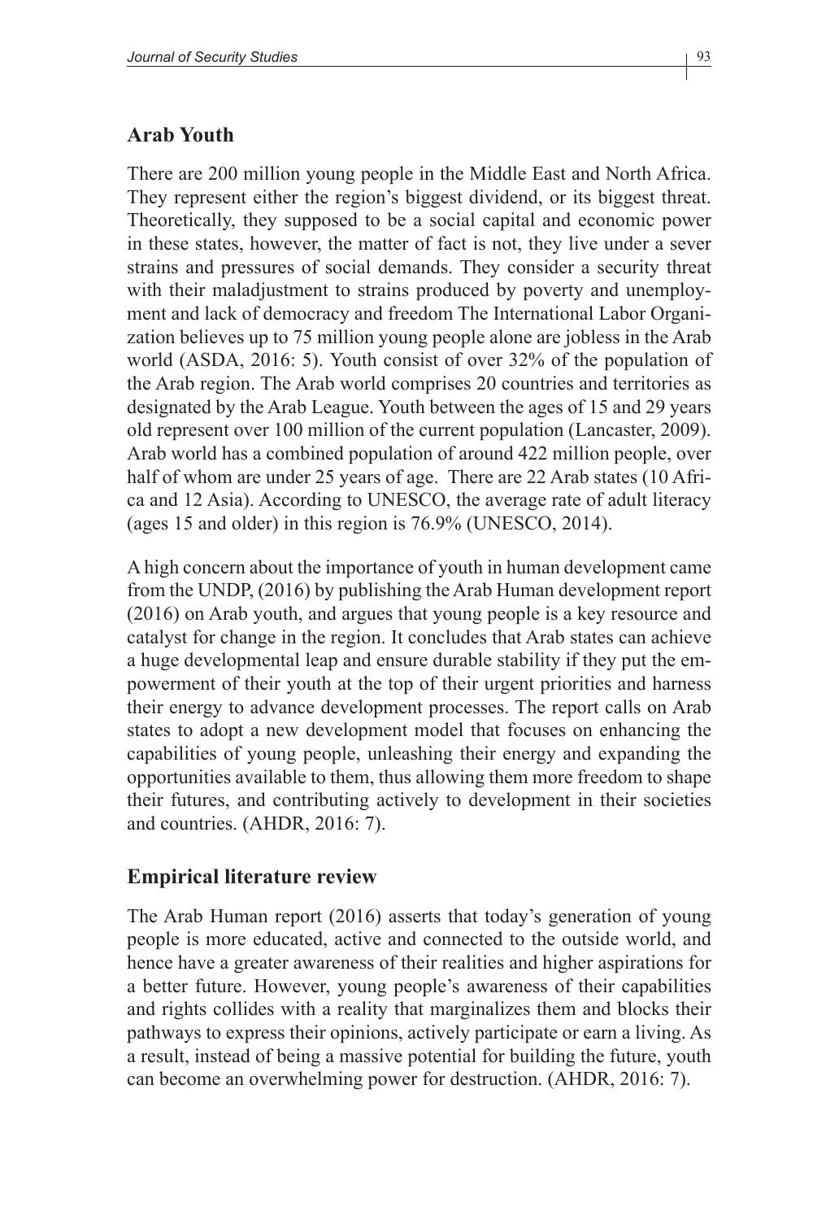## Arab Youth

There are 200 million young people in the Middle East and North Africa. They represent either the region's biggest dividend, or its biggest threat. Theoretically, they supposed to be a social capital and economic power in these states, however, the matter of fact is not, they live under a sever strains and pressures of social demands. They consider a security threat with their maladjustment to strains produced by poverty and unemployment and lack of democracy and freedom The International Labor Organization believes up to 75 million young people alone are jobless in the Arab world (ASDA, 2016: 5). Youth consist of over 32% of the population of the Arab region. The Arab world comprises 20 countries and territories as designated by the Arab League. Youth between the ages of 15 and 29 years old represent over 100 million of the current population (Lancaster, 2009). Arab world has a combined population of around 422 million people, over half of whom are under 25 years of age. There are 22 Arab states (10 Africa and 12 Asia). According to UNESCO, the average rate of adult literacy (ages 15 and older) in this region is 76.9% (UNESCO, 2014).

A high concern about the importance of youth in human development came from the UNDP, (2016) by publishing the Arab Human development report (2016) on Arab youth, and argues that young people is a key resource and catalyst for change in the region. It concludes that Arab states can achieve a huge developmental leap and ensure durable stability if they put the empowerment of their youth at the top of their urgent priorities and harness their energy to advance development processes. The report calls on Arab states to adopt a new development model that focuses on enhancing the capabilities of young people, unleashing their energy and expanding the opportunities available to them, thus allowing them more freedom to shape their futures, and contributing actively to development in their societies and countries. (AHDR, 2016: 7).

## Empirical literature review

The Arab Human report (2016) asserts that today's generation of young people is more educated, active and connected to the outside world, and hence have a greater awareness of their realities and higher aspirations for a better future. However, young people's awareness of their capabilities and rights collides with a reality that marginalizes them and blocks their pathways to express their opinions, actively participate or earn a living. As a result, instead of being a massive potential for building the future, youth can become an overwhelming power for destruction. (AHDR, 2016: 7).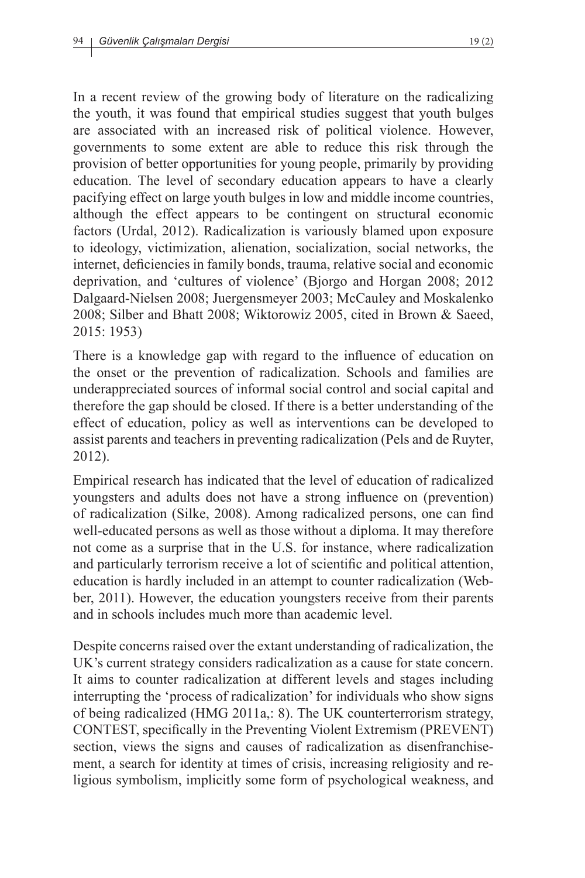In a recent review of the growing body of literature on the radicalizing the youth, it was found that empirical studies suggest that youth bulges are associated with an increased risk of political violence. However, governments to some extent are able to reduce this risk through the provision of better opportunities for young people, primarily by providing education. The level of secondary education appears to have a clearly pacifying effect on large youth bulges in low and middle income countries, although the effect appears to be contingent on structural economic factors (Urdal, 2012). Radicalization is variously blamed upon exposure to ideology, victimization, alienation, socialization, social networks, the internet, deficiencies in family bonds, trauma, relative social and economic deprivation, and 'cultures of violence' (Bjorgo and Horgan 2008; 2012 Dalgaard-Nielsen 2008; Juergensmeyer 2003; McCauley and Moskalenko 2008; Silber and Bhatt 2008; Wiktorowiz 2005, cited in Brown & Saeed, 2015: 1953)

There is a knowledge gap with regard to the influence of education on the onset or the prevention of radicalization. Schools and families are underappreciated sources of informal social control and social capital and therefore the gap should be closed. If there is a better understanding of the effect of education, policy as well as interventions can be developed to assist parents and teachers in preventing radicalization (Pels and de Ruyter, 2012).

Empirical research has indicated that the level of education of radicalized youngsters and adults does not have a strong influence on (prevention) of radicalization (Silke, 2008). Among radicalized persons, one can find well-educated persons as well as those without a diploma. It may therefore not come as a surprise that in the U.S. for instance, where radicalization and particularly terrorism receive a lot of scientific and political attention, education is hardly included in an attempt to counter radicalization (Webber, 2011). However, the education youngsters receive from their parents and in schools includes much more than academic level.

Despite concerns raised over the extant understanding of radicalization, the UK's current strategy considers radicalization as a cause for state concern. It aims to counter radicalization at different levels and stages including interrupting the 'process of radicalization' for individuals who show signs of being radicalized (HMG 2011a,: 8). The UK counterterrorism strategy, CONTEST, specifically in the Preventing Violent Extremism (PREVENT) section, views the signs and causes of radicalization as disenfranchisement, a search for identity at times of crisis, increasing religiosity and religious symbolism, implicitly some form of psychological weakness, and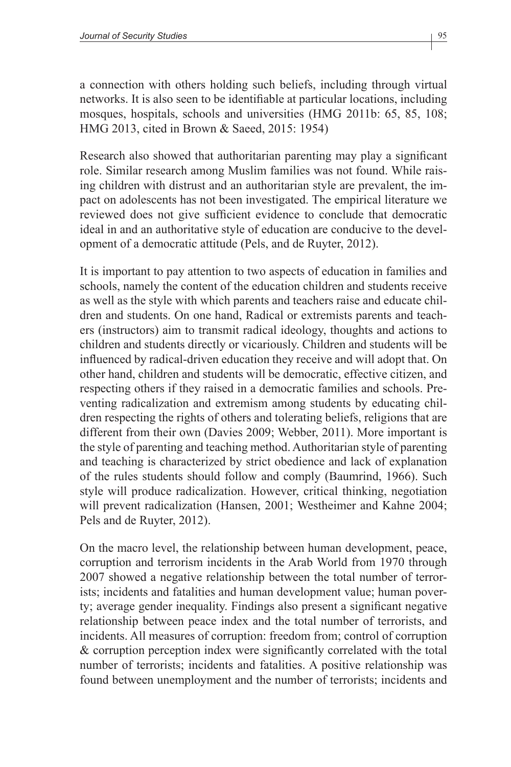a connection with others holding such beliefs, including through virtual networks. It is also seen to be identifiable at particular locations, including mosques, hospitals, schools and universities (HMG 2011b: 65, 85, 108; HMG 2013, cited in Brown & Saeed, 2015: 1954)

Research also showed that authoritarian parenting may play a significant role. Similar research among Muslim families was not found. While raising children with distrust and an authoritarian style are prevalent, the impact on adolescents has not been investigated. The empirical literature we reviewed does not give sufficient evidence to conclude that democratic ideal in and an authoritative style of education are conducive to the development of a democratic attitude (Pels, and de Ruyter, 2012).

It is important to pay attention to two aspects of education in families and schools, namely the content of the education children and students receive as well as the style with which parents and teachers raise and educate children and students. On one hand, Radical or extremists parents and teachers (instructors) aim to transmit radical ideology, thoughts and actions to children and students directly or vicariously. Children and students will be influenced by radical-driven education they receive and will adopt that. On other hand, children and students will be democratic, effective citizen, and respecting others if they raised in a democratic families and schools. Preventing radicalization and extremism among students by educating children respecting the rights of others and tolerating beliefs, religions that are different from their own (Davies 2009; Webber, 2011). More important is the style of parenting and teaching method. Authoritarian style of parenting and teaching is characterized by strict obedience and lack of explanation of the rules students should follow and comply (Baumrind, 1966). Such style will produce radicalization. However, critical thinking, negotiation will prevent radicalization (Hansen, 2001; Westheimer and Kahne 2004; Pels and de Ruyter, 2012).

On the macro level, the relationship between human development, peace, corruption and terrorism incidents in the Arab World from 1970 through 2007 showed a negative relationship between the total number of terrorists; incidents and fatalities and human development value; human poverty; average gender inequality. Findings also present a significant negative relationship between peace index and the total number of terrorists, and incidents. All measures of corruption: freedom from; control of corruption & corruption perception index were significantly correlated with the total number of terrorists; incidents and fatalities. A positive relationship was found between unemployment and the number of terrorists; incidents and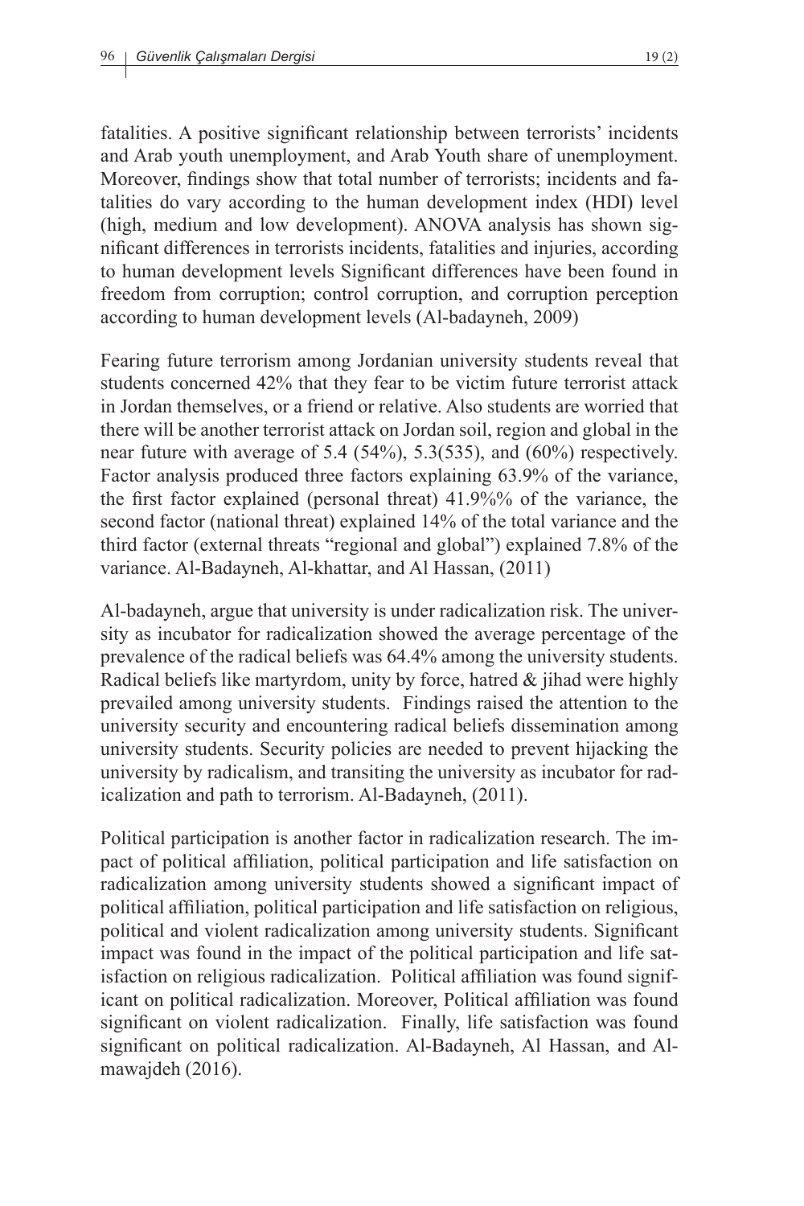fatalities. A positive significant relationship between terrorists' incidents and Arab youth unemployment, and Arab Youth share of unemployment. Moreover, findings show that total number of terrorists; incidents and fatalities do vary according to the human development index (HDI) level (high, medium and low development). ANOVA analysis has shown significant differences in terrorists incidents, fatalities and injuries, according to human development levels Significant differences have been found in freedom from corruption; control corruption, and corruption perception according to human development levels (Al-badayneh, 2009)

Fearing future terrorism among Jordanian university students reveal that students concerned 42% that they fear to be victim future terrorist attack in Jordan themselves, or a friend or relative. Also students are worried that there will be another terrorist attack on Jordan soil, region and global in the near future with average of 5.4 (54%), 5.3(535), and (60%) respectively. Factor analysis produced three factors explaining 63.9% of the variance, the first factor explained (personal threat) 41.9%% of the variance, the second factor (national threat) explained 14% of the total variance and the third factor (external threats "regional and global") explained 7.8% of the variance. Al-Badayneh, Al-khattar, and Al Hassan, (2011)

Al-badayneh, argue that university is under radicalization risk. The university as incubator for radicalization showed the average percentage of the prevalence of the radical beliefs was 64.4% among the university students. Radical beliefs like martyrdom, unity by force, hatred & jihad were highly prevailed among university students. Findings raised the attention to the university security and encountering radical beliefs dissemination among university students. Security policies are needed to prevent hijacking the university by radicalism, and transiting the university as incubator for radicalization and path to terrorism. Al-Badayneh, (2011).

Political participation is another factor in radicalization research. The impact of political affiliation, political participation and life satisfaction on radicalization among university students showed a significant impact of political affiliation, political participation and life satisfaction on religious, political and violent radicalization among university students. Significant impact was found in the impact of the political participation and life satisfaction on religious radicalization. Political affiliation was found significant on political radicalization. Moreover, Political affiliation was found significant on violent radicalization. Finally, life satisfaction was found significant on political radicalization. Al-Badayneh, Al Hassan, and Al-mawajdeh (2016).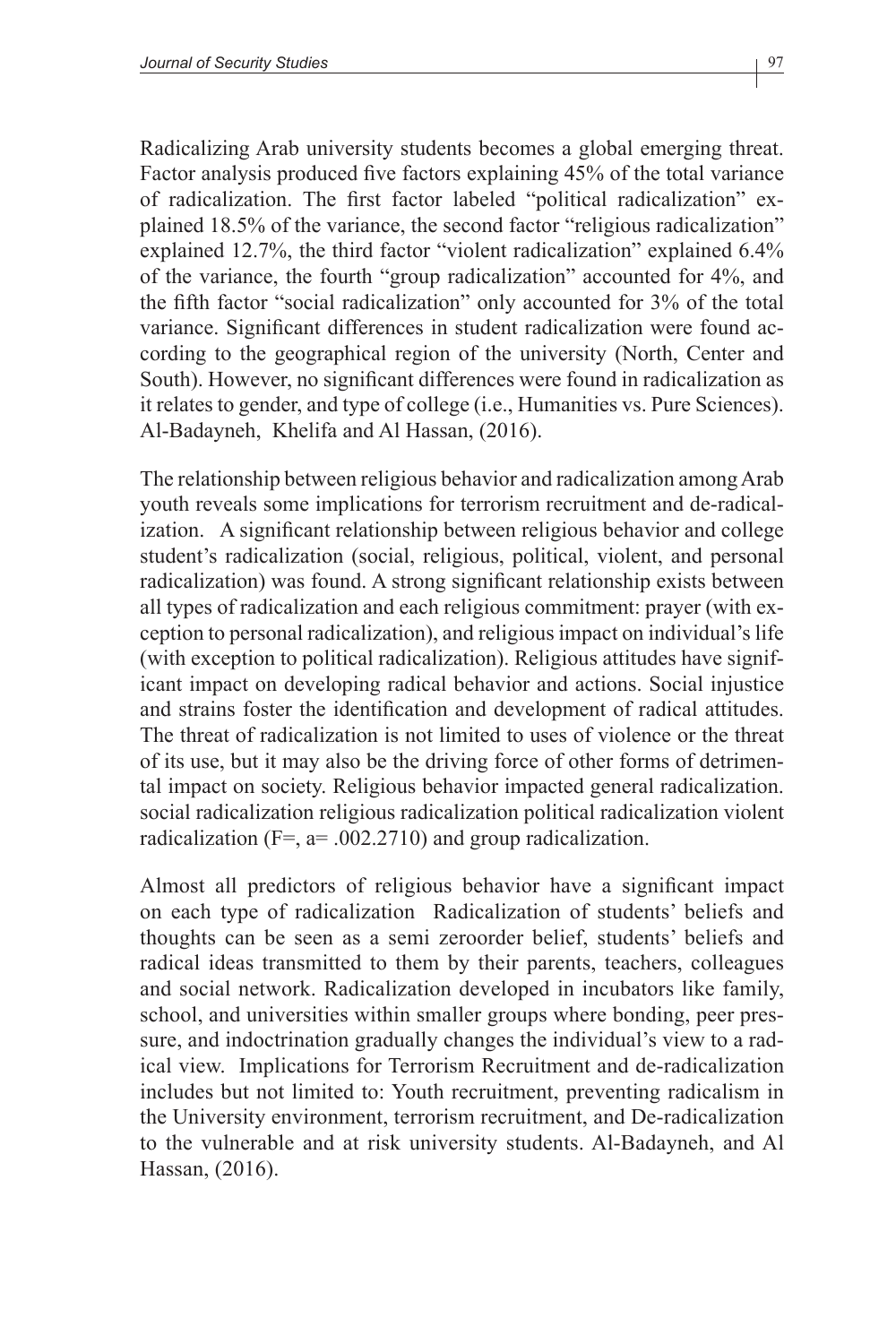Radicalizing Arab university students becomes a global emerging threat. Factor analysis produced five factors explaining 45% of the total variance of radicalization. The first factor labeled "political radicalization" explained 18.5% of the variance, the second factor "religious radicalization" explained 12.7%, the third factor "violent radicalization" explained 6.4% of the variance, the fourth "group radicalization" accounted for 4%, and the fifth factor "social radicalization" only accounted for 3% of the total variance. Significant differences in student radicalization were found according to the geographical region of the university (North, Center and South). However, no significant differences were found in radicalization as it relates to gender, and type of college (i.e., Humanities vs. Pure Sciences). Al-Badayneh, Khelifa and Al Hassan, (2016).

The relationship between religious behavior and radicalization among Arab youth reveals some implications for terrorism recruitment and de-radicalization. A significant relationship between religious behavior and college student's radicalization (social, religious, political, violent, and personal radicalization) was found. A strong significant relationship exists between all types of radicalization and each religious commitment: prayer (with exception to personal radicalization), and religious impact on individual's life (with exception to political radicalization). Religious attitudes have significant impact on developing radical behavior and actions. Social injustice and strains foster the identification and development of radical attitudes. The threat of radicalization is not limited to uses of violence or the threat of its use, but it may also be the driving force of other forms of detrimental impact on society. Religious behavior impacted general radicalization. social radicalization religious radicalization political radicalization violent radicalization (F=, a= .002.2710) and group radicalization.

Almost all predictors of religious behavior have a significant impact on each type of radicalization Radicalization of students' beliefs and thoughts can be seen as a semi zeroorder belief, students' beliefs and radical ideas transmitted to them by their parents, teachers, colleagues and social network. Radicalization developed in incubators like family, school, and universities within smaller groups where bonding, peer pressure, and indoctrination gradually changes the individual's view to a radical view. Implications for Terrorism Recruitment and de-radicalization includes but not limited to: Youth recruitment, preventing radicalism in the University environment, terrorism recruitment, and De-radicalization to the vulnerable and at risk university students. Al-Badayneh, and Al Hassan, (2016).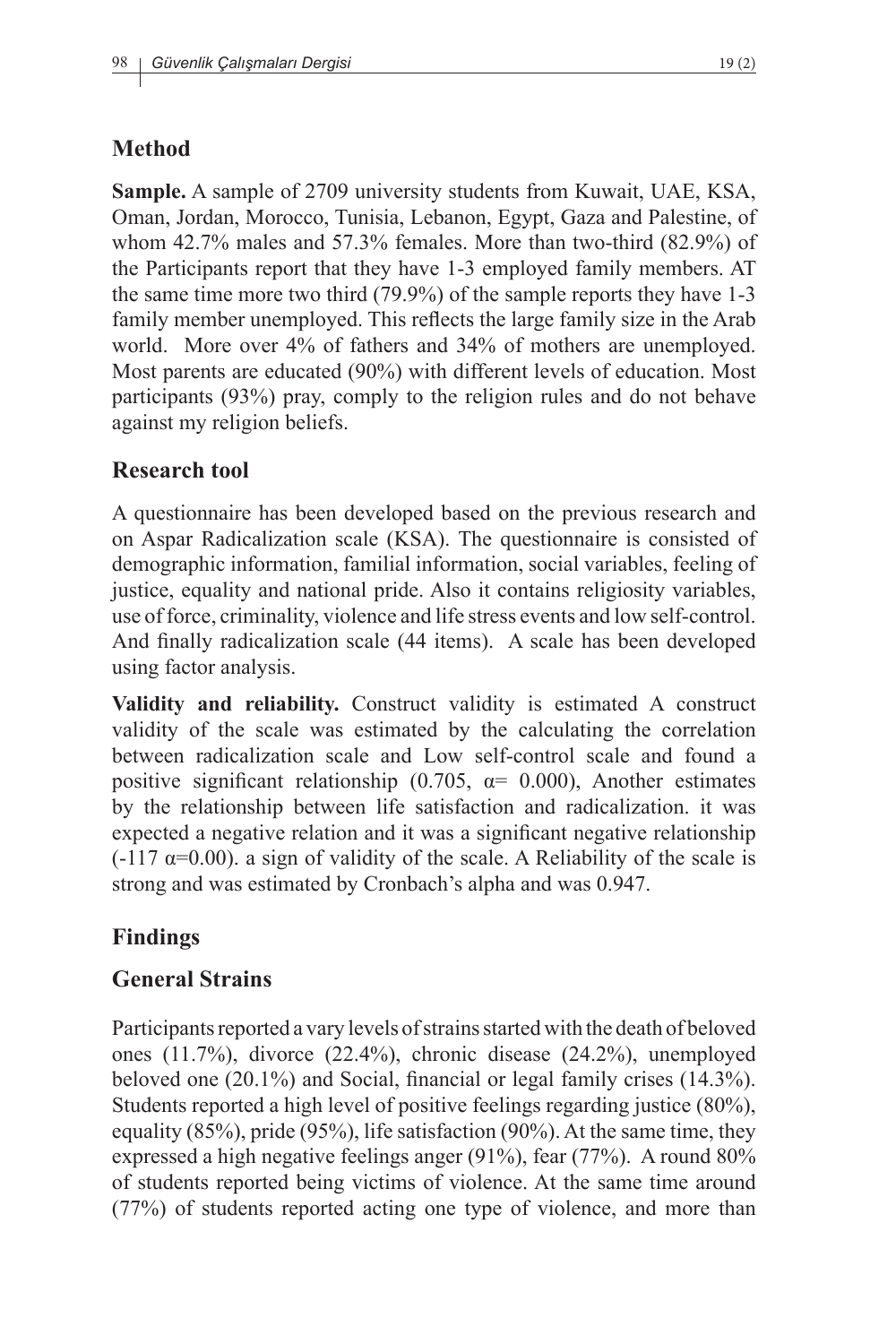## Method

**Sample.** A sample of 2709 university students from Kuwait, UAE, KSA, Oman, Jordan, Morocco, Tunisia, Lebanon, Egypt, Gaza and Palestine, of whom 42.7% males and 57.3% females. More than two-third (82.9%) of the Participants report that they have 1-3 employed family members. AT the same time more two third (79.9%) of the sample reports they have 1-3 family member unemployed. This reflects the large family size in the Arab world. More over 4% of fathers and 34% of mothers are unemployed. Most parents are educated (90%) with different levels of education. Most participants (93%) pray, comply to the religion rules and do not behave against my religion beliefs.

## Research tool

A questionnaire has been developed based on the previous research and on Aspar Radicalization scale (KSA). The questionnaire is consisted of demographic information, familial information, social variables, feeling of justice, equality and national pride. Also it contains religiosity variables, use of force, criminality, violence and life stress events and low self-control. And finally radicalization scale (44 items). A scale has been developed using factor analysis.

**Validity and reliability.** Construct validity is estimated A construct validity of the scale was estimated by the calculating the correlation between radicalization scale and Low self-control scale and found a positive significant relationship (0.705, $\alpha$= 0.000), Another estimates by the relationship between life satisfaction and radicalization. it was expected a negative relation and it was a significant negative relationship (-117 $\alpha$=0.00). a sign of validity of the scale. A Reliability of the scale is strong and was estimated by Cronbach's alpha and was 0.947.

## Findings

## General Strains

Participants reported a vary levels of strains started with the death of beloved ones (11.7%), divorce (22.4%), chronic disease (24.2%), unemployed beloved one (20.1%) and Social, financial or legal family crises (14.3%). Students reported a high level of positive feelings regarding justice (80%), equality (85%), pride (95%), life satisfaction (90%). At the same time, they expressed a high negative feelings anger (91%), fear (77%). A round 80% of students reported being victims of violence. At the same time around (77%) of students reported acting one type of violence, and more than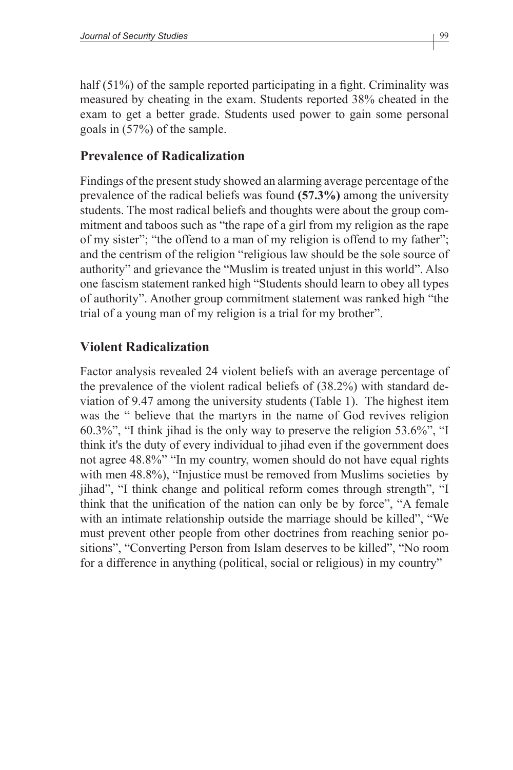half (51%) of the sample reported participating in a fight. Criminality was measured by cheating in the exam. Students reported 38% cheated in the exam to get a better grade. Students used power to gain some personal goals in (57%) of the sample.

## Prevalence of Radicalization

Findings of the present study showed an alarming average percentage of the prevalence of the radical beliefs was found **(57.3%)** among the university students. The most radical beliefs and thoughts were about the group commitment and taboos such as "the rape of a girl from my religion as the rape of my sister"; "the offend to a man of my religion is offend to my father"; and the centrism of the religion "religious law should be the sole source of authority" and grievance the "Muslim is treated unjust in this world". Also one fascism statement ranked high "Students should learn to obey all types of authority". Another group commitment statement was ranked high "the trial of a young man of my religion is a trial for my brother".

## Violent Radicalization

Factor analysis revealed 24 violent beliefs with an average percentage of the prevalence of the violent radical beliefs of (38.2%) with standard deviation of 9.47 among the university students (Table 1). The highest item was the " believe that the martyrs in the name of God revives religion 60.3%", "I think jihad is the only way to preserve the religion 53.6%", "I think it's the duty of every individual to jihad even if the government does not agree 48.8%" "In my country, women should do not have equal rights with men 48.8%), "Injustice must be removed from Muslims societies by jihad", "I think change and political reform comes through strength", "I think that the unification of the nation can only be by force", "A female with an intimate relationship outside the marriage should be killed", "We must prevent other people from other doctrines from reaching senior positions", "Converting Person from Islam deserves to be killed", "No room for a difference in anything (political, social or religious) in my country"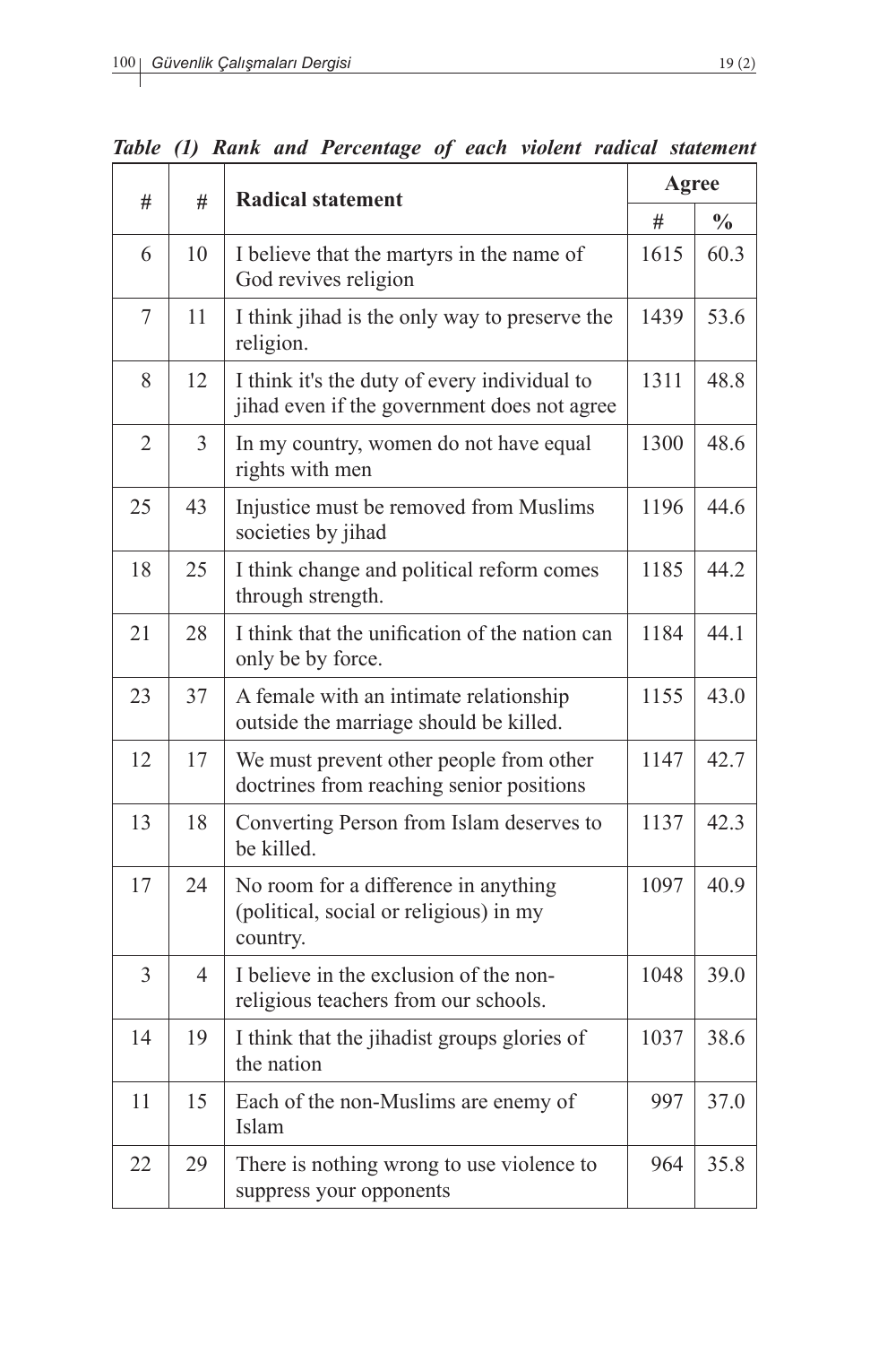***Table (1) Rank and Percentage of each violent radical statement***

| # | # | Radical statement | Agree | |
|---|---|---|---|---|
| | | | # | % |
| 6 | 10 | I believe that the martyrs in the name of God revives religion | 1615 | 60.3 |
| 7 | 11 | I think jihad is the only way to preserve the religion. | 1439 | 53.6 |
| 8 | 12 | I think it's the duty of every individual to jihad even if the government does not agree | 1311 | 48.8 |
| 2 | 3 | In my country, women do not have equal rights with men | 1300 | 48.6 |
| 25 | 43 | Injustice must be removed from Muslims societies by jihad | 1196 | 44.6 |
| 18 | 25 | I think change and political reform comes through strength. | 1185 | 44.2 |
| 21 | 28 | I think that the unification of the nation can only be by force. | 1184 | 44.1 |
| 23 | 37 | A female with an intimate relationship outside the marriage should be killed. | 1155 | 43.0 |
| 12 | 17 | We must prevent other people from other doctrines from reaching senior positions | 1147 | 42.7 |
| 13 | 18 | Converting Person from Islam deserves to be killed. | 1137 | 42.3 |
| 17 | 24 | No room for a difference in anything (political, social or religious) in my country. | 1097 | 40.9 |
| 3 | 4 | I believe in the exclusion of the non-religious teachers from our schools. | 1048 | 39.0 |
| 14 | 19 | I think that the jihadist groups glories of the nation | 1037 | 38.6 |
| 11 | 15 | Each of the non-Muslims are enemy of Islam | 997 | 37.0 |
| 22 | 29 | There is nothing wrong to use violence to suppress your opponents | 964 | 35.8 |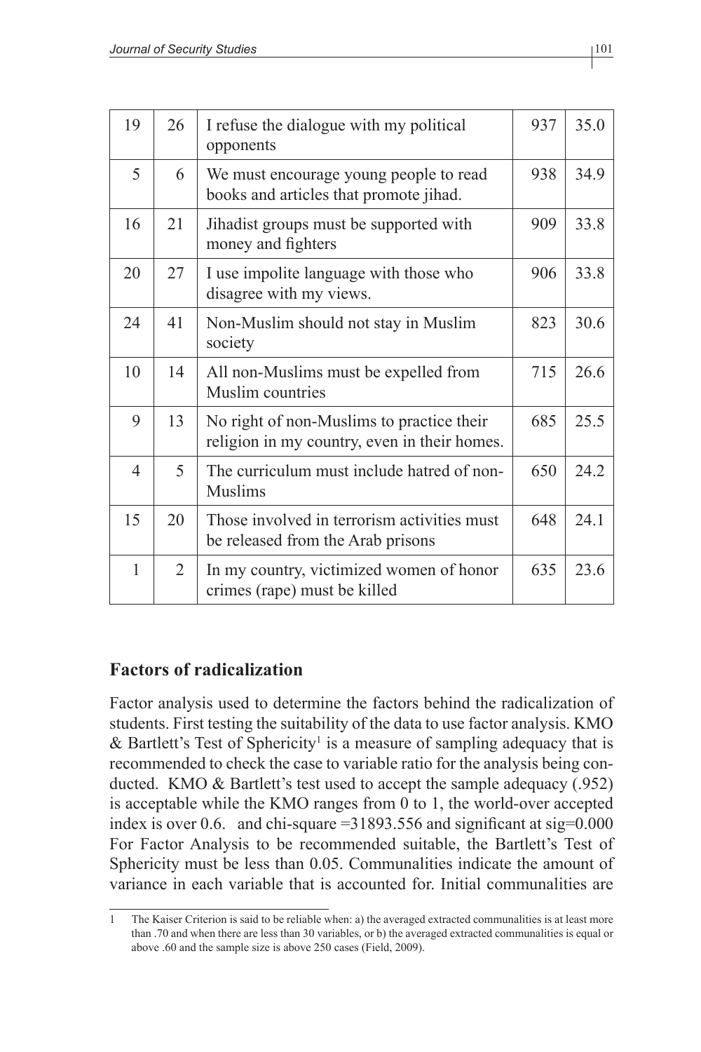| 19 | 26 | I refuse the dialogue with my political opponents | 937 | 35.0 |
|---|---|---|---|---|
| 5 | 6 | We must encourage young people to read books and articles that promote jihad. | 938 | 34.9 |
| 16 | 21 | Jihadist groups must be supported with money and fighters | 909 | 33.8 |
| 20 | 27 | I use impolite language with those who disagree with my views. | 906 | 33.8 |
| 24 | 41 | Non-Muslim should not stay in Muslim society | 823 | 30.6 |
| 10 | 14 | All non-Muslims must be expelled from Muslim countries | 715 | 26.6 |
| 9 | 13 | No right of non-Muslims to practice their religion in my country, even in their homes. | 685 | 25.5 |
| 4 | 5 | The curriculum must include hatred of non-Muslims | 650 | 24.2 |
| 15 | 20 | Those involved in terrorism activities must be released from the Arab prisons | 648 | 24.1 |
| 1 | 2 | In my country, victimized women of honor crimes (rape) must be killed | 635 | 23.6 |

## Factors of radicalization

Factor analysis used to determine the factors behind the radicalization of students. First testing the suitability of the data to use factor analysis. KMO & Bartlett's Test of Sphericity[1] is a measure of sampling adequacy that is recommended to check the case to variable ratio for the analysis being conducted. KMO & Bartlett's test used to accept the sample adequacy (.952) is acceptable while the KMO ranges from 0 to 1, the world-over accepted index is over 0.6. and chi-square =31893.556 and significant at sig=0.000 For Factor Analysis to be recommended suitable, the Bartlett's Test of Sphericity must be less than 0.05. Communalities indicate the amount of variance in each variable that is accounted for. Initial communalities are

---

1 The Kaiser Criterion is said to be reliable when: a) the averaged extracted communalities is at least more than .70 and when there are less than 30 variables, or b) the averaged extracted communalities is equal or above .60 and the sample size is above 250 cases (Field, 2009).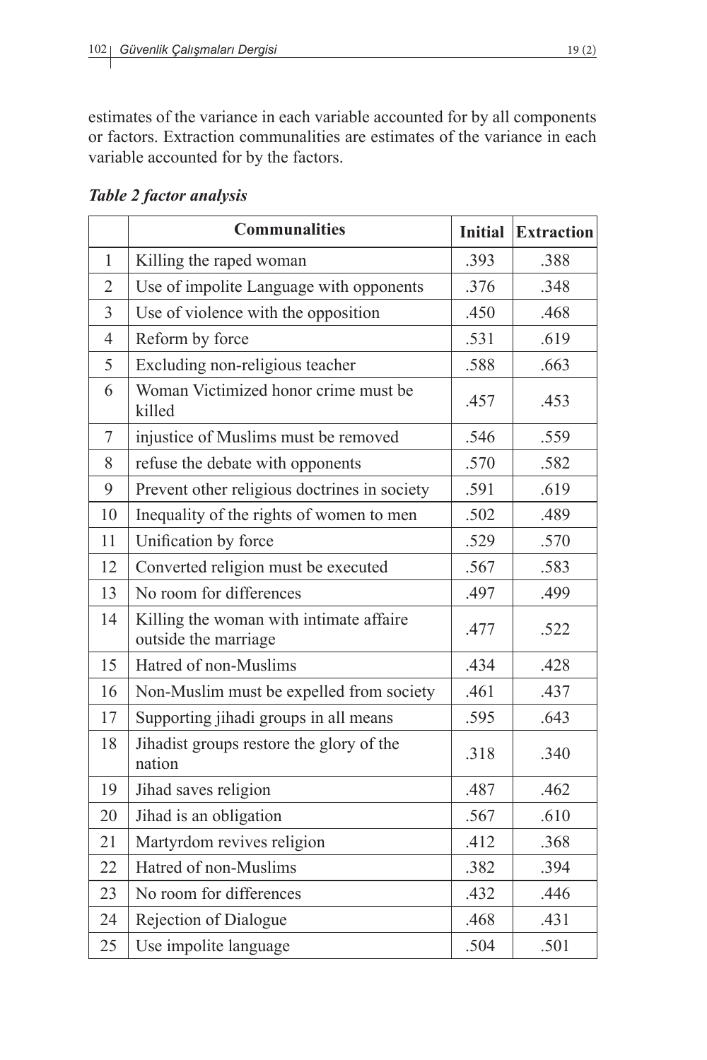estimates of the variance in each variable accounted for by all components or factors. Extraction communalities are estimates of the variance in each variable accounted for by the factors.

***Table 2 factor analysis***

| | Communalities | Initial | Extraction |
|---|---|---|---|
| 1 | Killing the raped woman | .393 | .388 |
| 2 | Use of impolite Language with opponents | .376 | .348 |
| 3 | Use of violence with the opposition | .450 | .468 |
| 4 | Reform by force | .531 | .619 |
| 5 | Excluding non-religious teacher | .588 | .663 |
| 6 | Woman Victimized honor crime must be killed | .457 | .453 |
| 7 | injustice of Muslims must be removed | .546 | .559 |
| 8 | refuse the debate with opponents | .570 | .582 |
| 9 | Prevent other religious doctrines in society | .591 | .619 |
| 10 | Inequality of the rights of women to men | .502 | .489 |
| 11 | Unification by force | .529 | .570 |
| 12 | Converted religion must be executed | .567 | .583 |
| 13 | No room for differences | .497 | .499 |
| 14 | Killing the woman with intimate affaire outside the marriage | .477 | .522 |
| 15 | Hatred of non-Muslims | .434 | .428 |
| 16 | Non-Muslim must be expelled from society | .461 | .437 |
| 17 | Supporting jihadi groups in all means | .595 | .643 |
| 18 | Jihadist groups restore the glory of the nation | .318 | .340 |
| 19 | Jihad saves religion | .487 | .462 |
| 20 | Jihad is an obligation | .567 | .610 |
| 21 | Martyrdom revives religion | .412 | .368 |
| 22 | Hatred of non-Muslims | .382 | .394 |
| 23 | No room for differences | .432 | .446 |
| 24 | Rejection of Dialogue | .468 | .431 |
| 25 | Use impolite language | .504 | .501 |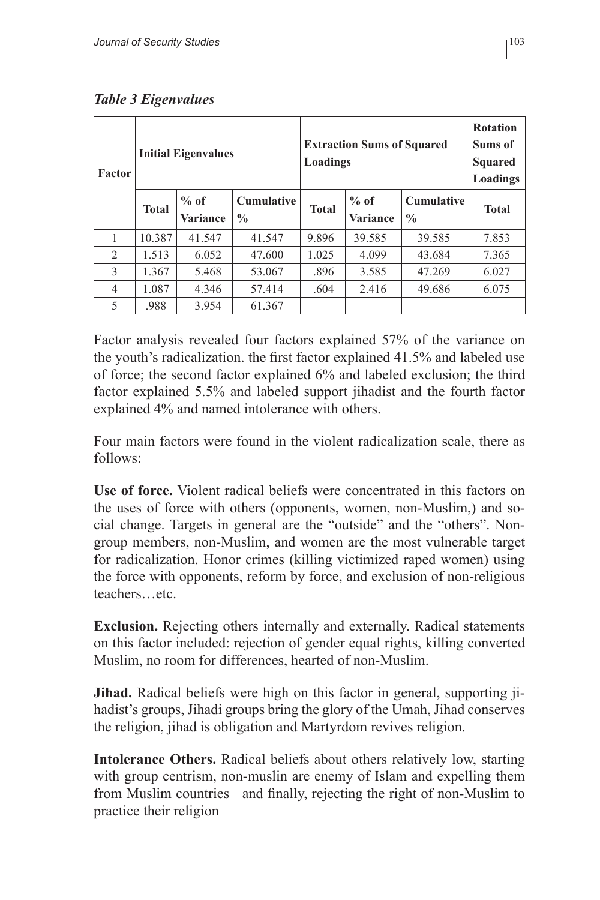*Table 3 Eigenvalues*

| Factor | Initial Eigenvalues | | | Extraction Sums of Squared Loadings | | | Rotation Sums of Squared Loadings |
|---|---|---|---|---|---|---|---|
| | Total | % of Variance | Cumulative % | Total | % of Variance | Cumulative % | Total |
| 1 | 10.387 | 41.547 | 41.547 | 9.896 | 39.585 | 39.585 | 7.853 |
| 2 | 1.513 | 6.052 | 47.600 | 1.025 | 4.099 | 43.684 | 7.365 |
| 3 | 1.367 | 5.468 | 53.067 | .896 | 3.585 | 47.269 | 6.027 |
| 4 | 1.087 | 4.346 | 57.414 | .604 | 2.416 | 49.686 | 6.075 |
| 5 | .988 | 3.954 | 61.367 | | | | |

Factor analysis revealed four factors explained 57% of the variance on the youth's radicalization. the first factor explained 41.5% and labeled use of force; the second factor explained 6% and labeled exclusion; the third factor explained 5.5% and labeled support jihadist and the fourth factor explained 4% and named intolerance with others.

Four main factors were found in the violent radicalization scale, there as follows:

**Use of force.** Violent radical beliefs were concentrated in this factors on the uses of force with others (opponents, women, non-Muslim,) and social change. Targets in general are the "outside" and the "others". Non-group members, non-Muslim, and women are the most vulnerable target for radicalization. Honor crimes (killing victimized raped women) using the force with opponents, reform by force, and exclusion of non-religious teachers…etc.

**Exclusion.** Rejecting others internally and externally. Radical statements on this factor included: rejection of gender equal rights, killing converted Muslim, no room for differences, hearted of non-Muslim.

**Jihad.** Radical beliefs were high on this factor in general, supporting jihadist's groups, Jihadi groups bring the glory of the Umah, Jihad conserves the religion, jihad is obligation and Martyrdom revives religion.

**Intolerance Others.** Radical beliefs about others relatively low, starting with group centrism, non-muslin are enemy of Islam and expelling them from Muslim countries and finally, rejecting the right of non-Muslim to practice their religion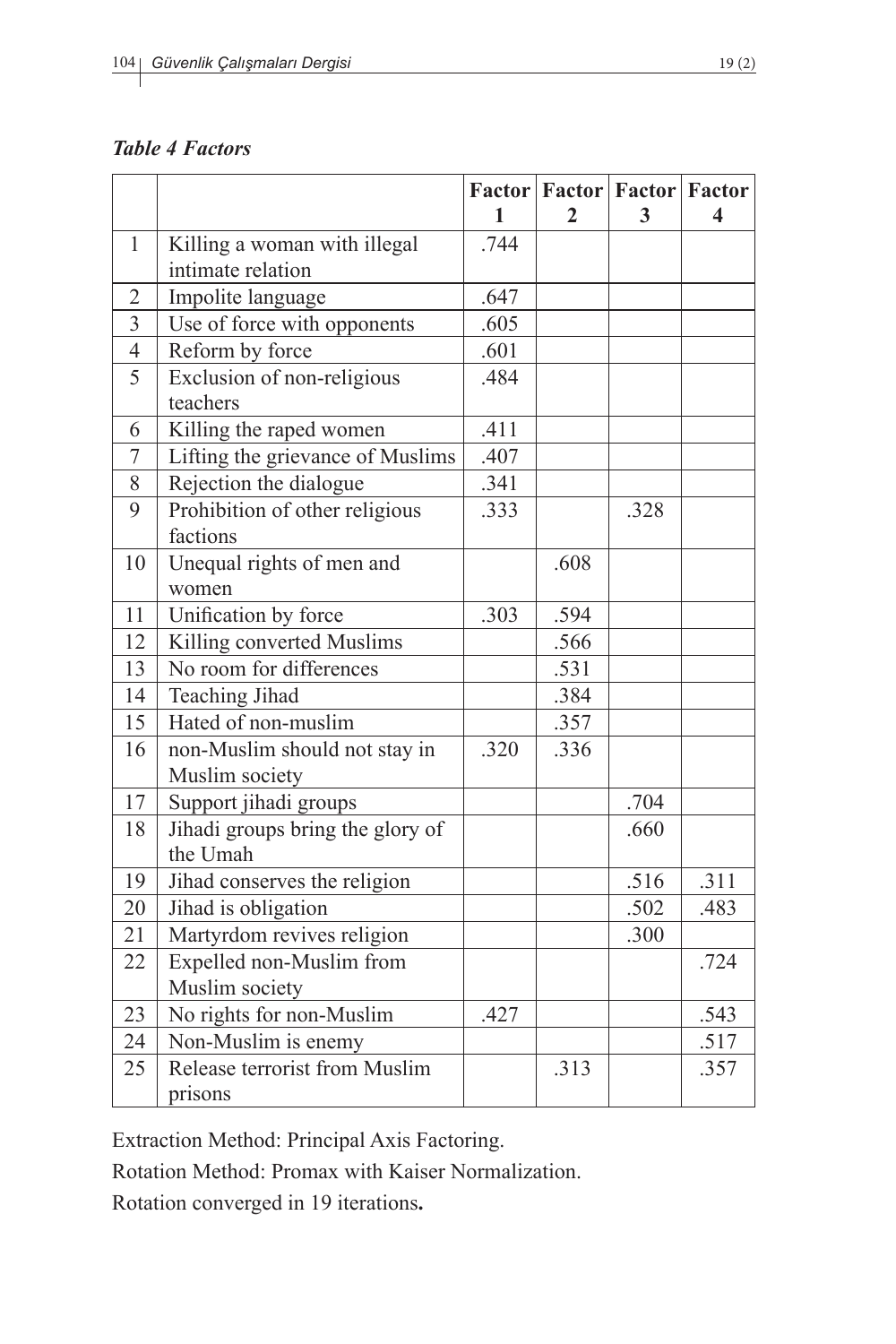***Table 4 Factors***

| | | Factor 1 | Factor 2 | Factor 3 | Factor 4 |
|---|---|---|---|---|---|
| 1 | Killing a woman with illegal intimate relation | .744 | | | |
| 2 | Impolite language | .647 | | | |
| 3 | Use of force with opponents | .605 | | | |
| 4 | Reform by force | .601 | | | |
| 5 | Exclusion of non-religious teachers | .484 | | | |
| 6 | Killing the raped women | .411 | | | |
| 7 | Lifting the grievance of Muslims | .407 | | | |
| 8 | Rejection the dialogue | .341 | | | |
| 9 | Prohibition of other religious factions | .333 | | .328 | |
| 10 | Unequal rights of men and women | | .608 | | |
| 11 | Unification by force | .303 | .594 | | |
| 12 | Killing converted Muslims | | .566 | | |
| 13 | No room for differences | | .531 | | |
| 14 | Teaching Jihad | | .384 | | |
| 15 | Hated of non-muslim | | .357 | | |
| 16 | non-Muslim should not stay in Muslim society | .320 | .336 | | |
| 17 | Support jihadi groups | | | .704 | |
| 18 | Jihadi groups bring the glory of the Umah | | | .660 | |
| 19 | Jihad conserves the religion | | | .516 | .311 |
| 20 | Jihad is obligation | | | .502 | .483 |
| 21 | Martyrdom revives religion | | | .300 | |
| 22 | Expelled non-Muslim from Muslim society | | | | .724 |
| 23 | No rights for non-Muslim | .427 | | | .543 |
| 24 | Non-Muslim is enemy | | | | .517 |
| 25 | Release terrorist from Muslim prisons | | .313 | | .357 |

Extraction Method: Principal Axis Factoring.

Rotation Method: Promax with Kaiser Normalization.

Rotation converged in 19 iterations**.**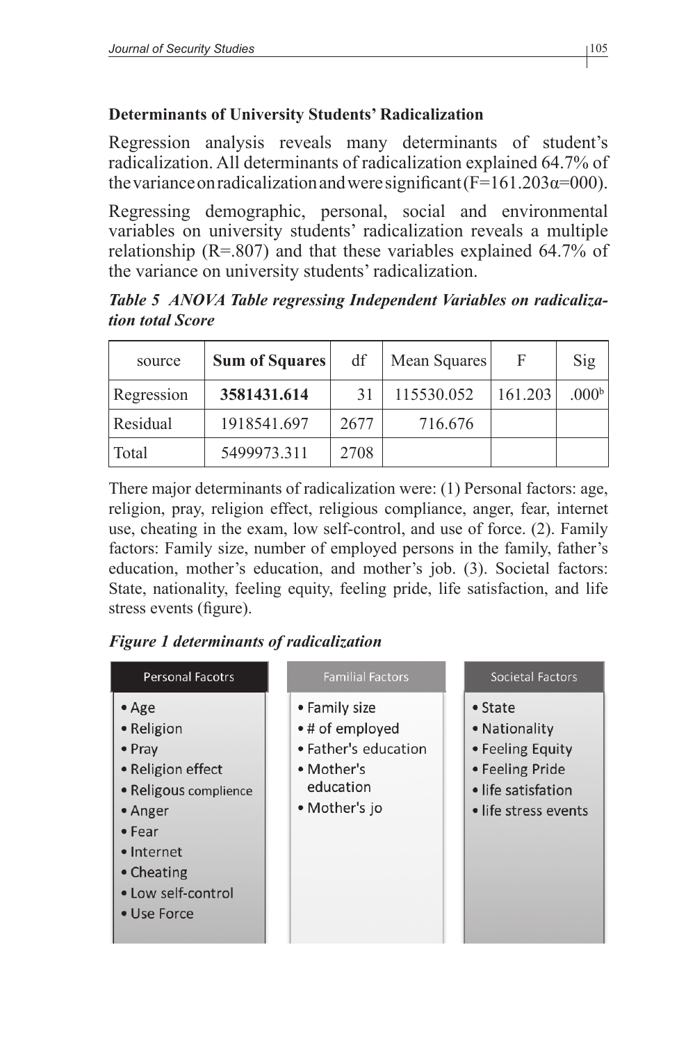**Determinants of University Students' Radicalization**

Regression analysis reveals many determinants of student's radicalization. All determinants of radicalization explained 64.7% of the variance on radicalization and were significant (F=161.203α=000).

Regressing demographic, personal, social and environmental variables on university students' radicalization reveals a multiple relationship (R=.807) and that these variables explained 64.7% of the variance on university students' radicalization.

***Table 5 ANOVA Table regressing Independent Variables on radicalization total Score***

| source | **Sum of Squares** | df | Mean Squares | F | Sig |
|---|---|---|---|---|---|
| Regression | **3581431.614** | 31 | 115530.052 | 161.203 | .000[b] |
| Residual | 1918541.697 | 2677 | 716.676 | | |
| Total | 5499973.311 | 2708 | | | |

There major determinants of radicalization were: (1) Personal factors: age, religion, pray, religion effect, religious compliance, anger, fear, internet use, cheating in the exam, low self-control, and use of force. (2). Family factors: Family size, number of employed persons in the family, father's education, mother's education, and mother's job. (3). Societal factors: State, nationality, feeling equity, feeling pride, life satisfaction, and life stress events (figure).

***Figure 1 determinants of radicalization***

| Personal Facotrs | Familial Factors | Societal Factors |
|---|---|---|
| • Age | • Family size | • State |
| • Religion | • # of employed | • Nationality |
| • Pray | • Father's education | • Feeling Equity |
| • Religion effect | • Mother's education | • Feeling Pride |
| • Religous complience | • Mother's jo | • life satisfation |
| • Anger | | • life stress events |
| • Fear | | |
| • Internet | | |
| • Cheating | | |
| • Low self-control | | |
| • Use Force | | |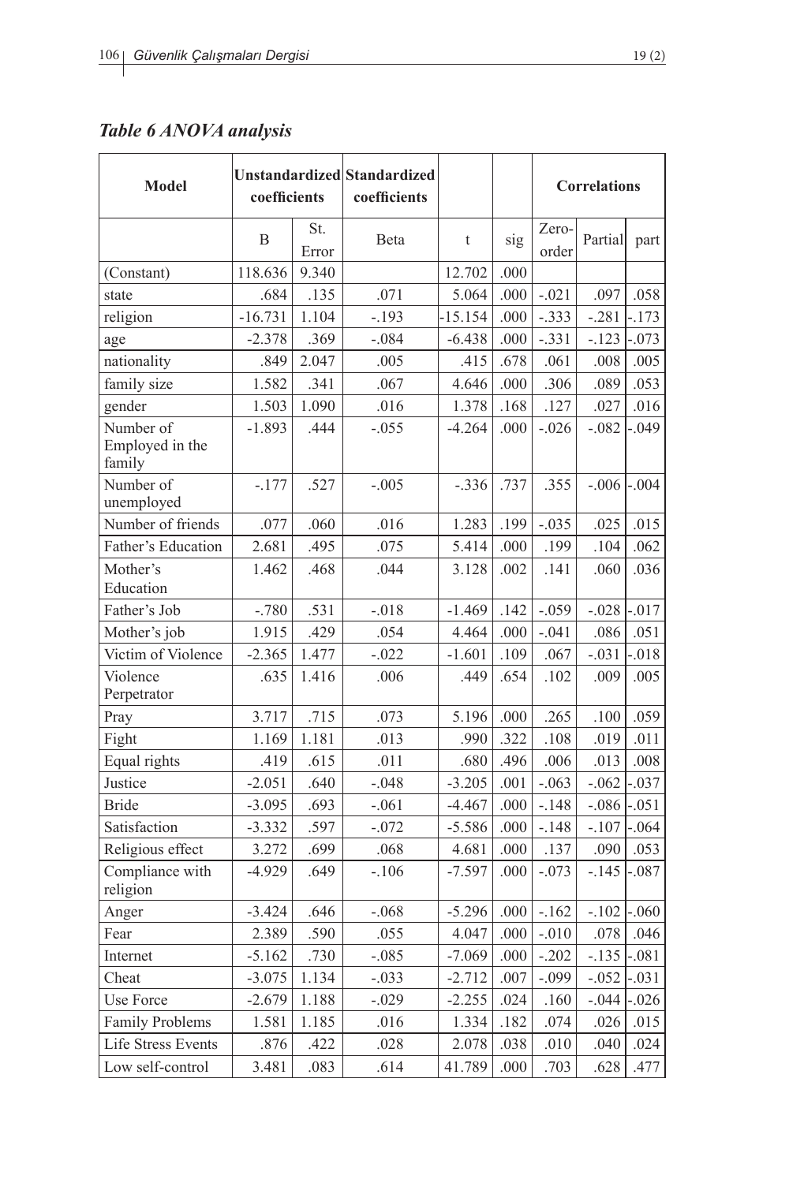## *Table 6 ANOVA analysis*

| Model | Unstandardized coefficients | | Standardized coefficients | | | Correlations | | |
|---|---|---|---|---|---|---|---|---|
| | B | St. Error | Beta | t | sig | Zero-order | Partial | part |
| (Constant) | 118.636 | 9.340 | | 12.702 | .000 | | | |
| state | .684 | .135 | .071 | 5.064 | .000 | -.021 | .097 | .058 |
| religion | -16.731 | 1.104 | -.193 | -15.154 | .000 | -.333 | -.281 | -.173 |
| age | -2.378 | .369 | -.084 | -6.438 | .000 | -.331 | -.123 | -.073 |
| nationality | .849 | 2.047 | .005 | .415 | .678 | .061 | .008 | .005 |
| family size | 1.582 | .341 | .067 | 4.646 | .000 | .306 | .089 | .053 |
| gender | 1.503 | 1.090 | .016 | 1.378 | .168 | .127 | .027 | .016 |
| Number of Employed in the family | -1.893 | .444 | -.055 | -4.264 | .000 | -.026 | -.082 | -.049 |
| Number of unemployed | -.177 | .527 | -.005 | -.336 | .737 | .355 | -.006 | -.004 |
| Number of friends | .077 | .060 | .016 | 1.283 | .199 | -.035 | .025 | .015 |
| Father's Education | 2.681 | .495 | .075 | 5.414 | .000 | .199 | .104 | .062 |
| Mother's Education | 1.462 | .468 | .044 | 3.128 | .002 | .141 | .060 | .036 |
| Father's Job | -.780 | .531 | -.018 | -1.469 | .142 | -.059 | -.028 | -.017 |
| Mother's job | 1.915 | .429 | .054 | 4.464 | .000 | -.041 | .086 | .051 |
| Victim of Violence | -2.365 | 1.477 | -.022 | -1.601 | .109 | .067 | -.031 | -.018 |
| Violence Perpetrator | .635 | 1.416 | .006 | .449 | .654 | .102 | .009 | .005 |
| Pray | 3.717 | .715 | .073 | 5.196 | .000 | .265 | .100 | .059 |
| Fight | 1.169 | 1.181 | .013 | .990 | .322 | .108 | .019 | .011 |
| Equal rights | .419 | .615 | .011 | .680 | .496 | .006 | .013 | .008 |
| Justice | -2.051 | .640 | -.048 | -3.205 | .001 | -.063 | -.062 | -.037 |
| Bride | -3.095 | .693 | -.061 | -4.467 | .000 | -.148 | -.086 | -.051 |
| Satisfaction | -3.332 | .597 | -.072 | -5.586 | .000 | -.148 | -.107 | -.064 |
| Religious effect | 3.272 | .699 | .068 | 4.681 | .000 | .137 | .090 | .053 |
| Compliance with religion | -4.929 | .649 | -.106 | -7.597 | .000 | -.073 | -.145 | -.087 |
| Anger | -3.424 | .646 | -.068 | -5.296 | .000 | -.162 | -.102 | -.060 |
| Fear | 2.389 | .590 | .055 | 4.047 | .000 | -.010 | .078 | .046 |
| Internet | -5.162 | .730 | -.085 | -7.069 | .000 | -.202 | -.135 | -.081 |
| Cheat | -3.075 | 1.134 | -.033 | -2.712 | .007 | -.099 | -.052 | -.031 |
| Use Force | -2.679 | 1.188 | -.029 | -2.255 | .024 | .160 | -.044 | -.026 |
| Family Problems | 1.581 | 1.185 | .016 | 1.334 | .182 | .074 | .026 | .015 |
| Life Stress Events | .876 | .422 | .028 | 2.078 | .038 | .010 | .040 | .024 |
| Low self-control | 3.481 | .083 | .614 | 41.789 | .000 | .703 | .628 | .477 |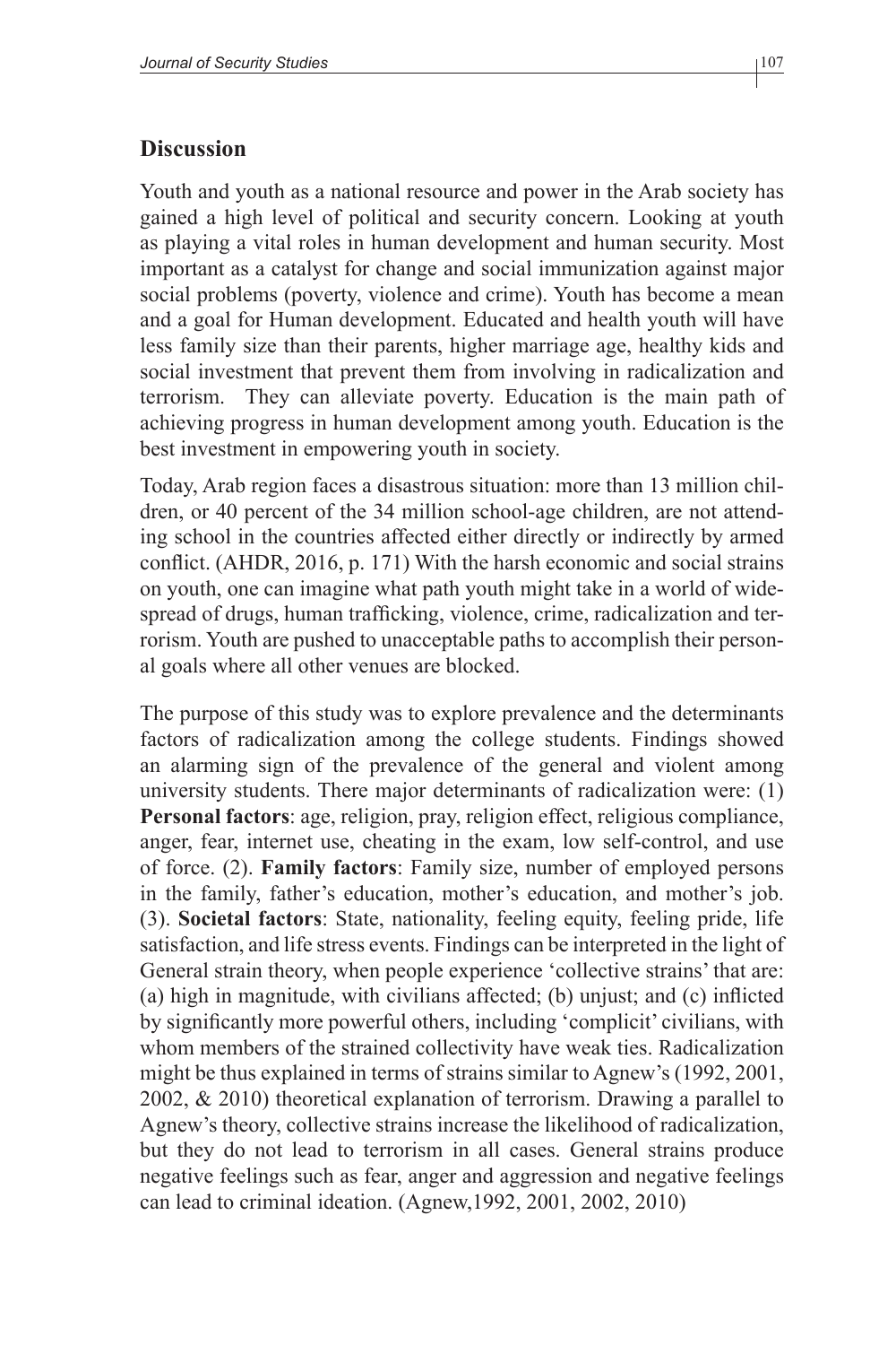## Discussion

Youth and youth as a national resource and power in the Arab society has gained a high level of political and security concern. Looking at youth as playing a vital roles in human development and human security. Most important as a catalyst for change and social immunization against major social problems (poverty, violence and crime). Youth has become a mean and a goal for Human development. Educated and health youth will have less family size than their parents, higher marriage age, healthy kids and social investment that prevent them from involving in radicalization and terrorism. They can alleviate poverty. Education is the main path of achieving progress in human development among youth. Education is the best investment in empowering youth in society.

Today, Arab region faces a disastrous situation: more than 13 million children, or 40 percent of the 34 million school-age children, are not attending school in the countries affected either directly or indirectly by armed conflict. (AHDR, 2016, p. 171) With the harsh economic and social strains on youth, one can imagine what path youth might take in a world of widespread of drugs, human trafficking, violence, crime, radicalization and terrorism. Youth are pushed to unacceptable paths to accomplish their personal goals where all other venues are blocked.

The purpose of this study was to explore prevalence and the determinants factors of radicalization among the college students. Findings showed an alarming sign of the prevalence of the general and violent among university students. There major determinants of radicalization were: (1) **Personal factors**: age, religion, pray, religion effect, religious compliance, anger, fear, internet use, cheating in the exam, low self-control, and use of force. (2). **Family factors**: Family size, number of employed persons in the family, father's education, mother's education, and mother's job. (3). **Societal factors**: State, nationality, feeling equity, feeling pride, life satisfaction, and life stress events. Findings can be interpreted in the light of General strain theory, when people experience 'collective strains' that are: (a) high in magnitude, with civilians affected; (b) unjust; and (c) inflicted by significantly more powerful others, including 'complicit' civilians, with whom members of the strained collectivity have weak ties. Radicalization might be thus explained in terms of strains similar to Agnew's (1992, 2001, 2002, & 2010) theoretical explanation of terrorism. Drawing a parallel to Agnew's theory, collective strains increase the likelihood of radicalization, but they do not lead to terrorism in all cases. General strains produce negative feelings such as fear, anger and aggression and negative feelings can lead to criminal ideation. (Agnew,1992, 2001, 2002, 2010)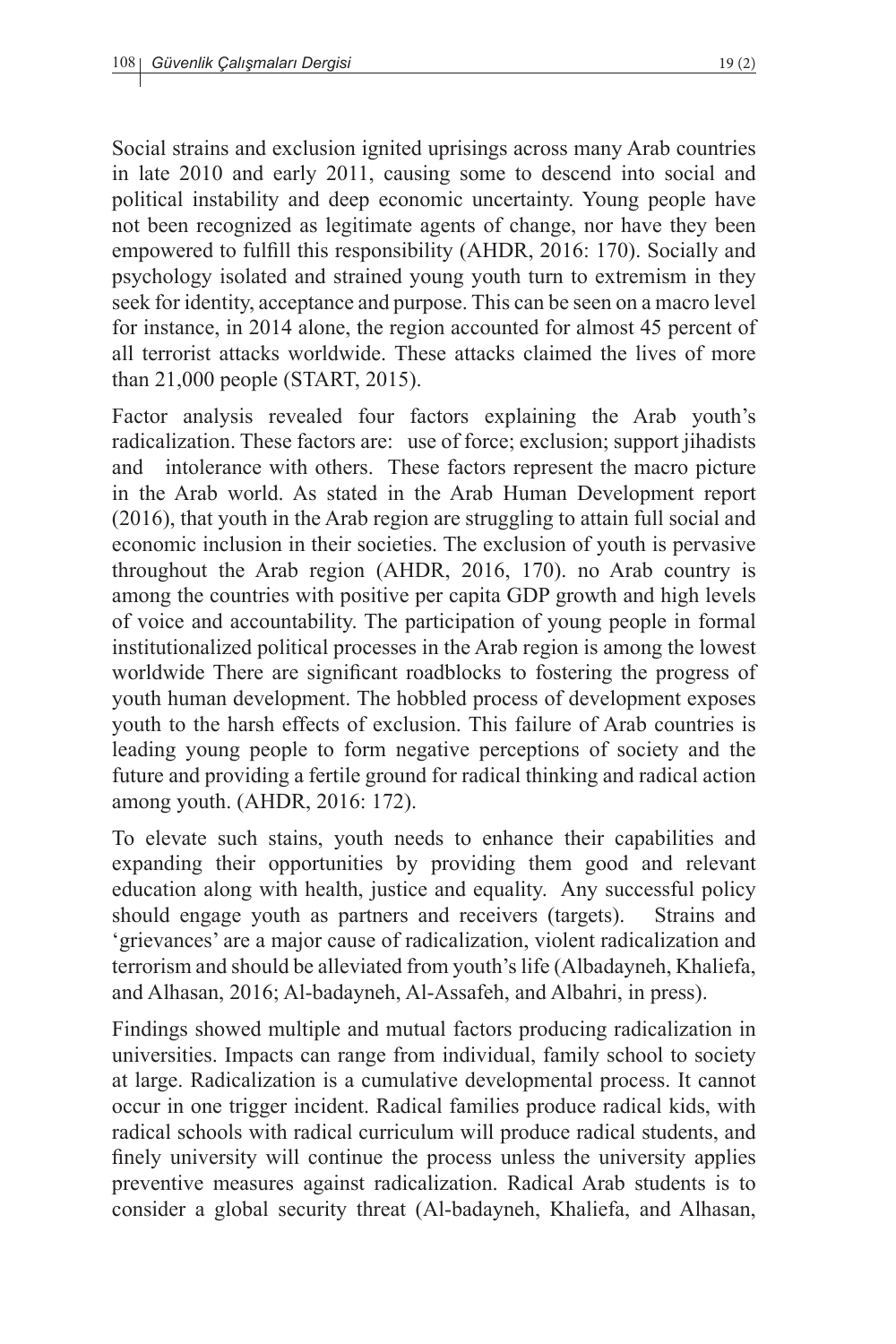Social strains and exclusion ignited uprisings across many Arab countries in late 2010 and early 2011, causing some to descend into social and political instability and deep economic uncertainty. Young people have not been recognized as legitimate agents of change, nor have they been empowered to fulfill this responsibility (AHDR, 2016: 170). Socially and psychology isolated and strained young youth turn to extremism in they seek for identity, acceptance and purpose. This can be seen on a macro level for instance, in 2014 alone, the region accounted for almost 45 percent of all terrorist attacks worldwide. These attacks claimed the lives of more than 21,000 people (START, 2015).

Factor analysis revealed four factors explaining the Arab youth's radicalization. These factors are: use of force; exclusion; support jihadists and intolerance with others. These factors represent the macro picture in the Arab world. As stated in the Arab Human Development report (2016), that youth in the Arab region are struggling to attain full social and economic inclusion in their societies. The exclusion of youth is pervasive throughout the Arab region (AHDR, 2016, 170). no Arab country is among the countries with positive per capita GDP growth and high levels of voice and accountability. The participation of young people in formal institutionalized political processes in the Arab region is among the lowest worldwide There are significant roadblocks to fostering the progress of youth human development. The hobbled process of development exposes youth to the harsh effects of exclusion. This failure of Arab countries is leading young people to form negative perceptions of society and the future and providing a fertile ground for radical thinking and radical action among youth. (AHDR, 2016: 172).

To elevate such stains, youth needs to enhance their capabilities and expanding their opportunities by providing them good and relevant education along with health, justice and equality. Any successful policy should engage youth as partners and receivers (targets). Strains and 'grievances' are a major cause of radicalization, violent radicalization and terrorism and should be alleviated from youth's life (Albadayneh, Khaliefa, and Alhasan, 2016; Al-badayneh, Al-Assafeh, and Albahri, in press).

Findings showed multiple and mutual factors producing radicalization in universities. Impacts can range from individual, family school to society at large. Radicalization is a cumulative developmental process. It cannot occur in one trigger incident. Radical families produce radical kids, with radical schools with radical curriculum will produce radical students, and finely university will continue the process unless the university applies preventive measures against radicalization. Radical Arab students is to consider a global security threat (Al-badayneh, Khaliefa, and Alhasan,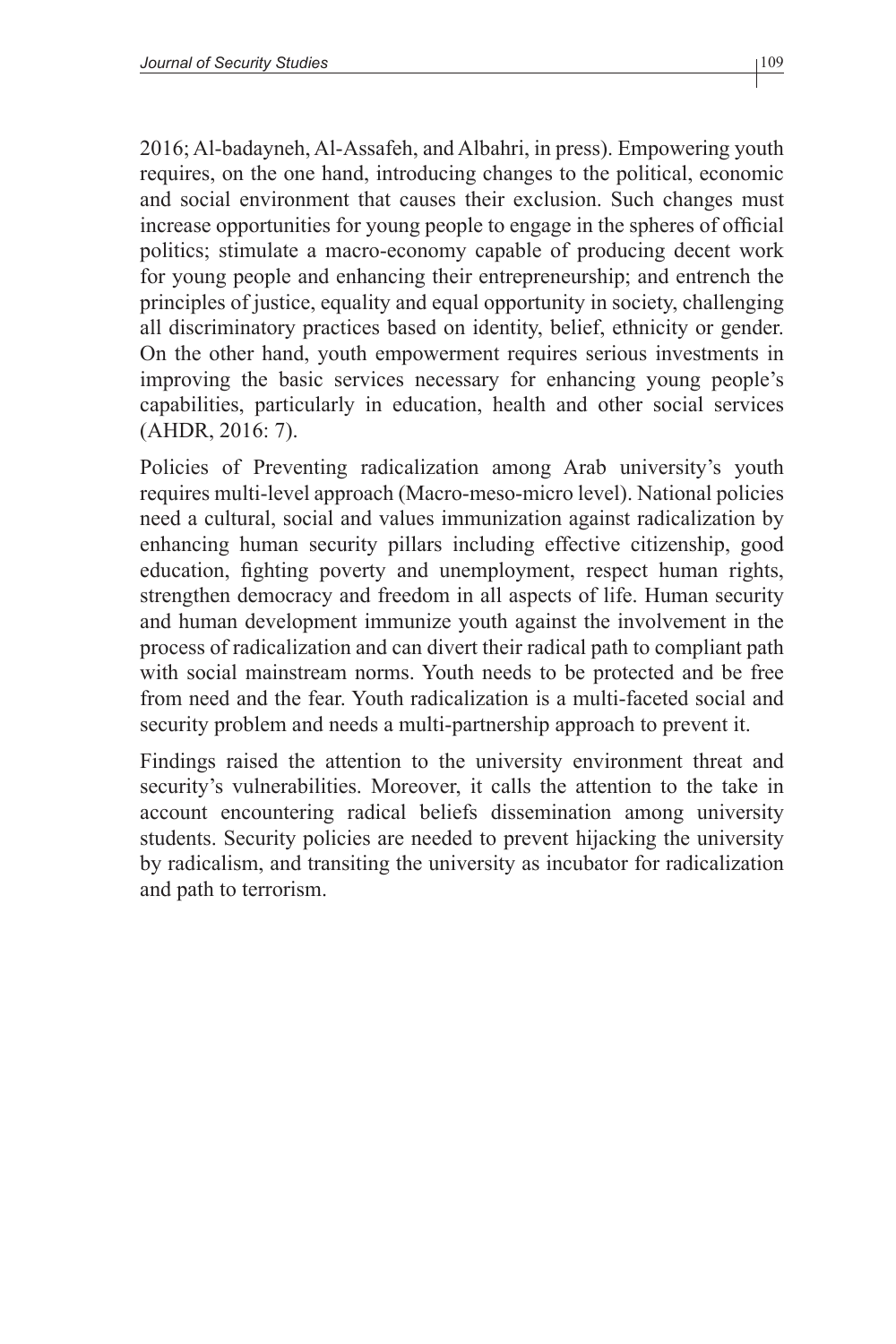2016; Al-badayneh, Al-Assafeh, and Albahri, in press). Empowering youth requires, on the one hand, introducing changes to the political, economic and social environment that causes their exclusion. Such changes must increase opportunities for young people to engage in the spheres of official politics; stimulate a macro-economy capable of producing decent work for young people and enhancing their entrepreneurship; and entrench the principles of justice, equality and equal opportunity in society, challenging all discriminatory practices based on identity, belief, ethnicity or gender. On the other hand, youth empowerment requires serious investments in improving the basic services necessary for enhancing young people's capabilities, particularly in education, health and other social services (AHDR, 2016: 7).

Policies of Preventing radicalization among Arab university's youth requires multi-level approach (Macro-meso-micro level). National policies need a cultural, social and values immunization against radicalization by enhancing human security pillars including effective citizenship, good education, fighting poverty and unemployment, respect human rights, strengthen democracy and freedom in all aspects of life. Human security and human development immunize youth against the involvement in the process of radicalization and can divert their radical path to compliant path with social mainstream norms. Youth needs to be protected and be free from need and the fear. Youth radicalization is a multi-faceted social and security problem and needs a multi-partnership approach to prevent it.

Findings raised the attention to the university environment threat and security's vulnerabilities. Moreover, it calls the attention to the take in account encountering radical beliefs dissemination among university students. Security policies are needed to prevent hijacking the university by radicalism, and transiting the university as incubator for radicalization and path to terrorism.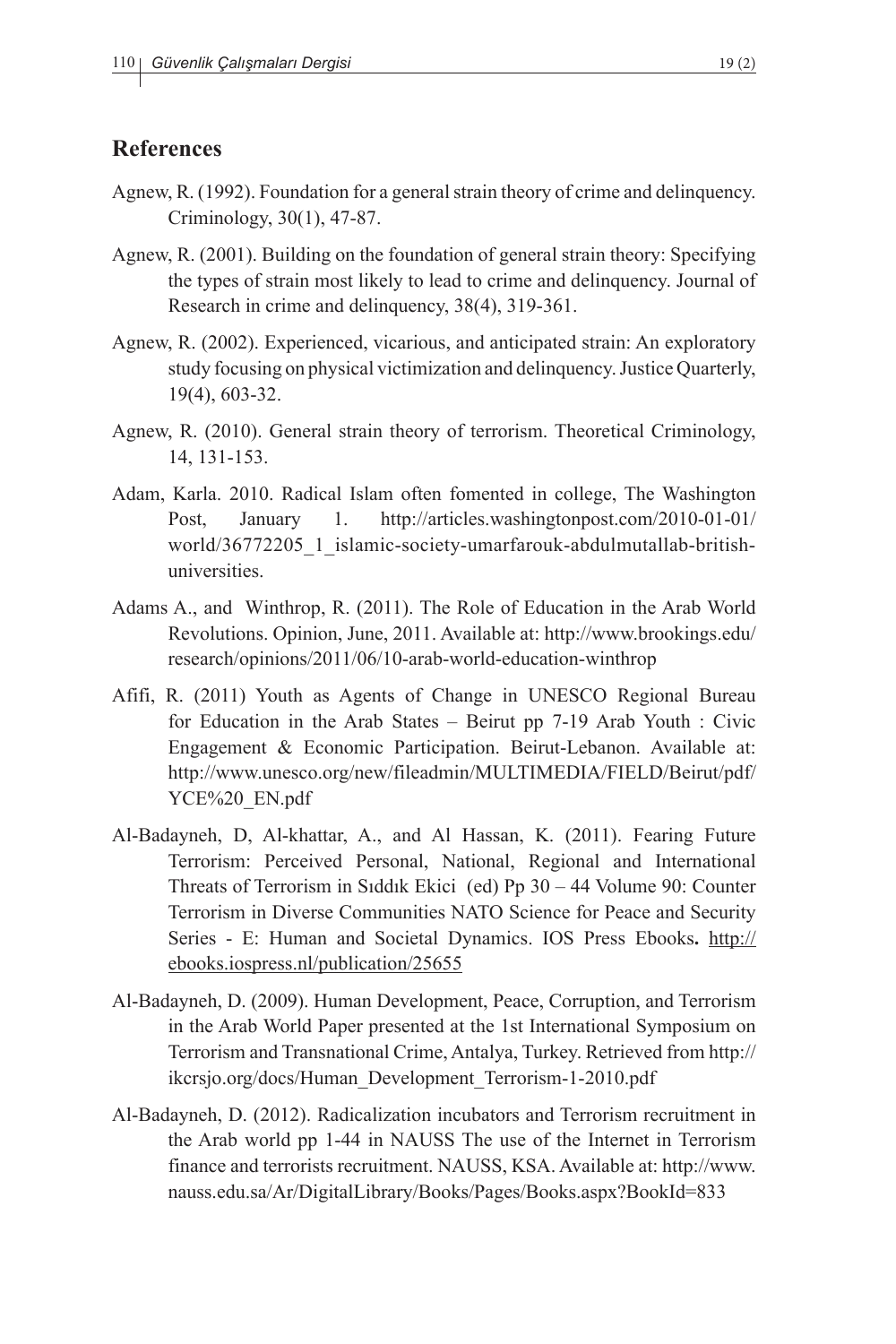## References

Agnew, R. (1992). Foundation for a general strain theory of crime and delinquency. Criminology, 30(1), 47-87.

Agnew, R. (2001). Building on the foundation of general strain theory: Specifying the types of strain most likely to lead to crime and delinquency. Journal of Research in crime and delinquency, 38(4), 319-361.

Agnew, R. (2002). Experienced, vicarious, and anticipated strain: An exploratory study focusing on physical victimization and delinquency. Justice Quarterly, 19(4), 603-32.

Agnew, R. (2010). General strain theory of terrorism. Theoretical Criminology, 14, 131-153.

Adam, Karla. 2010. Radical Islam often fomented in college, The Washington Post, January 1. http://articles.washingtonpost.com/2010-01-01/world/36772205_1_islamic-society-umarfarouk-abdulmutallab-british-universities.

Adams A., and Winthrop, R. (2011). The Role of Education in the Arab World Revolutions. Opinion, June, 2011. Available at: http://www.brookings.edu/research/opinions/2011/06/10-arab-world-education-winthrop

Afifi, R. (2011) Youth as Agents of Change in UNESCO Regional Bureau for Education in the Arab States – Beirut pp 7-19 Arab Youth : Civic Engagement & Economic Participation. Beirut-Lebanon. Available at: http://www.unesco.org/new/fileadmin/MULTIMEDIA/FIELD/Beirut/pdf/YCE%20_EN.pdf

Al-Badayneh, D, Al-khattar, A., and Al Hassan, K. (2011). Fearing Future Terrorism: Perceived Personal, National, Regional and International Threats of Terrorism in Sıddık Ekici (ed) Pp 30 – 44 Volume 90: Counter Terrorism in Diverse Communities NATO Science for Peace and Security Series - E: Human and Societal Dynamics. IOS Press Ebooks**.** http://ebooks.iospress.nl/publication/25655

Al-Badayneh, D. (2009). Human Development, Peace, Corruption, and Terrorism in the Arab World Paper presented at the 1st International Symposium on Terrorism and Transnational Crime, Antalya, Turkey. Retrieved from http://ikcrsjo.org/docs/Human_Development_Terrorism-1-2010.pdf

Al-Badayneh, D. (2012). Radicalization incubators and Terrorism recruitment in the Arab world pp 1-44 in NAUSS The use of the Internet in Terrorism finance and terrorists recruitment. NAUSS, KSA. Available at: http://www.nauss.edu.sa/Ar/DigitalLibrary/Books/Pages/Books.aspx?BookId=833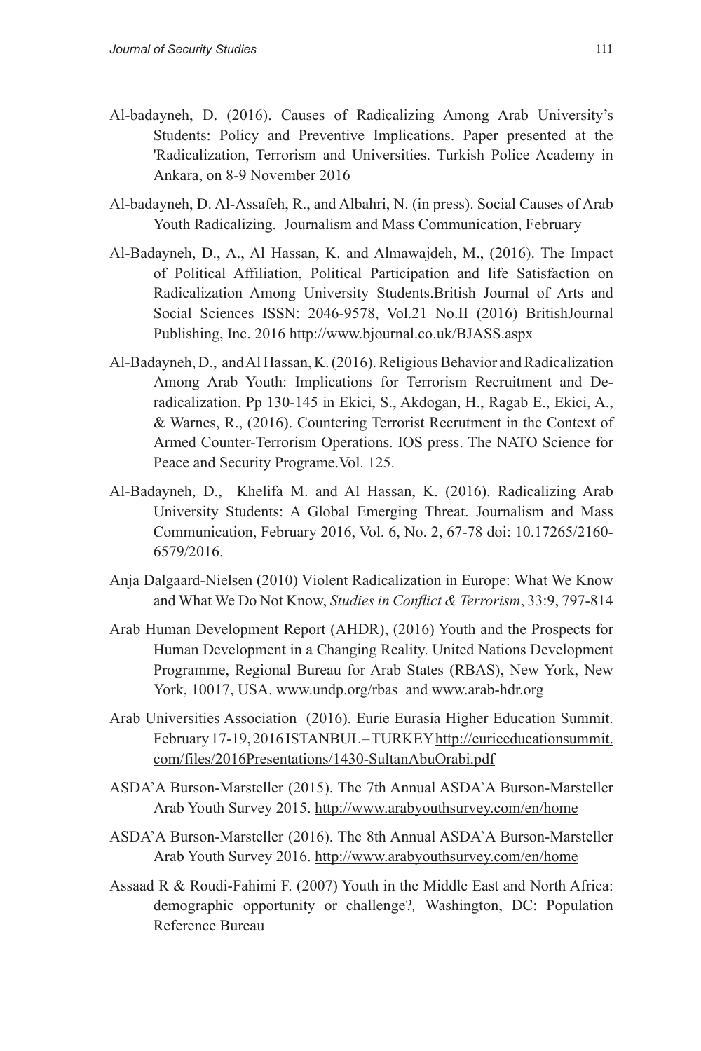Al-badayneh, D. (2016). Causes of Radicalizing Among Arab University's Students: Policy and Preventive Implications. Paper presented at the 'Radicalization, Terrorism and Universities. Turkish Police Academy in Ankara, on 8-9 November 2016

Al-badayneh, D. Al-Assafeh, R., and Albahri, N. (in press). Social Causes of Arab Youth Radicalizing. Journalism and Mass Communication, February

Al-Badayneh, D., A., Al Hassan, K. and Almawajdeh, M., (2016). The Impact of Political Affiliation, Political Participation and life Satisfaction on Radicalization Among University Students.British Journal of Arts and Social Sciences ISSN: 2046-9578, Vol.21 No.II (2016) BritishJournal Publishing, Inc. 2016 http://www.bjournal.co.uk/BJASS.aspx

Al-Badayneh, D., and Al Hassan, K. (2016). Religious Behavior and Radicalization Among Arab Youth: Implications for Terrorism Recruitment and De-radicalization. Pp 130-145 in Ekici, S., Akdogan, H., Ragab E., Ekici, A., & Warnes, R., (2016). Countering Terrorist Recrutment in the Context of Armed Counter-Terrorism Operations. IOS press. The NATO Science for Peace and Security Programe.Vol. 125.

Al-Badayneh, D., Khelifa M. and Al Hassan, K. (2016). Radicalizing Arab University Students: A Global Emerging Threat. Journalism and Mass Communication, February 2016, Vol. 6, No. 2, 67-78 doi: 10.17265/2160-6579/2016.

Anja Dalgaard-Nielsen (2010) Violent Radicalization in Europe: What We Know and What We Do Not Know, *Studies in Conflict & Terrorism*, 33:9, 797-814

Arab Human Development Report (AHDR), (2016) Youth and the Prospects for Human Development in a Changing Reality. United Nations Development Programme, Regional Bureau for Arab States (RBAS), New York, New York, 10017, USA. www.undp.org/rbas and www.arab-hdr.org

Arab Universities Association (2016). Eurie Eurasia Higher Education Summit. February 17-19, 2016 ISTANBUL – TURKEY http://eurieeducationsummit.com/files/2016Presentations/1430-SultanAbuOrabi.pdf

ASDA'A Burson-Marsteller (2015). The 7th Annual ASDA'A Burson-Marsteller Arab Youth Survey 2015. http://www.arabyouthsurvey.com/en/home

ASDA'A Burson-Marsteller (2016). The 8th Annual ASDA'A Burson-Marsteller Arab Youth Survey 2016. http://www.arabyouthsurvey.com/en/home

Assaad R & Roudi-Fahimi F. (2007) Youth in the Middle East and North Africa: demographic opportunity or challenge?*,* Washington, DC: Population Reference Bureau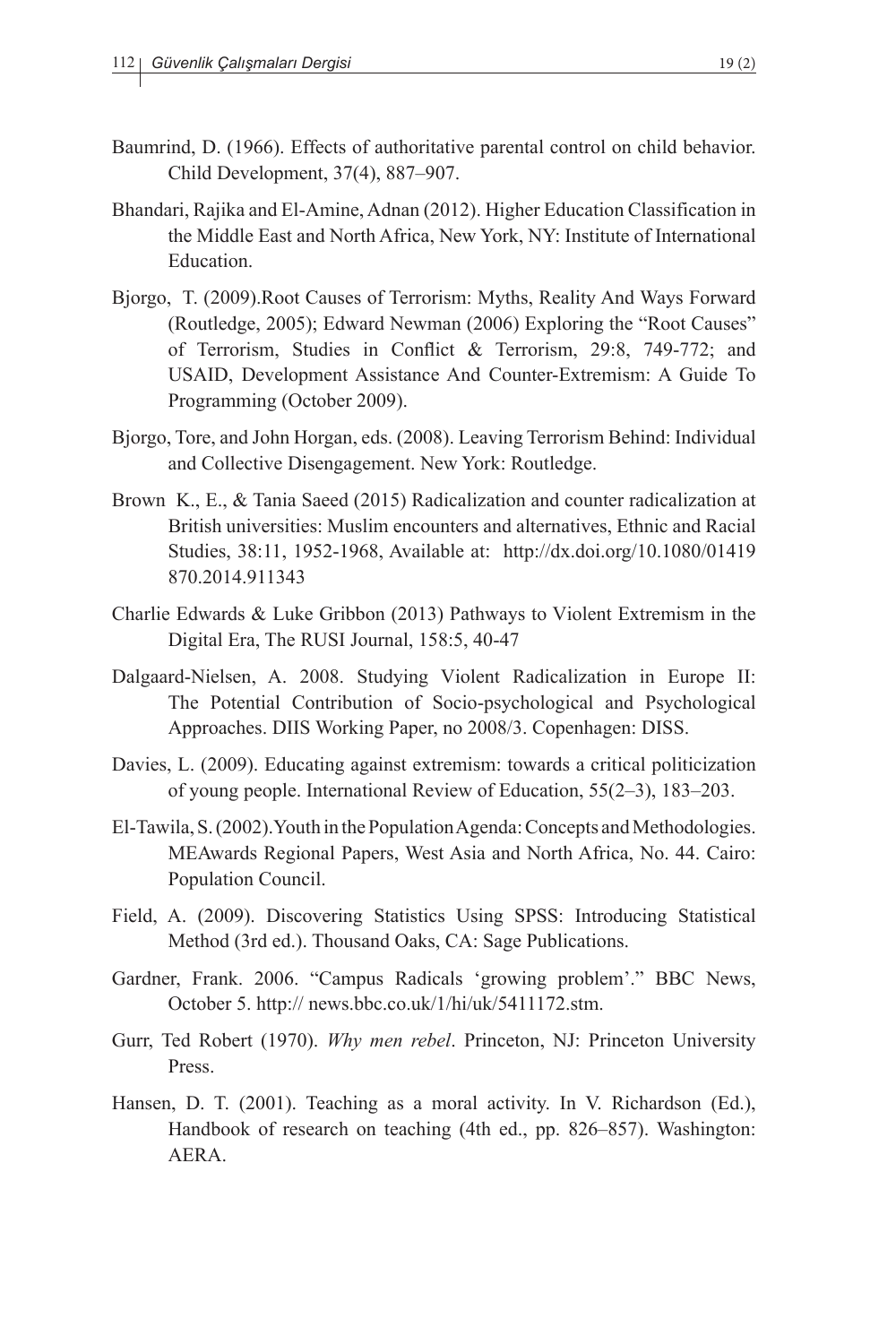Baumrind, D. (1966). Effects of authoritative parental control on child behavior. Child Development, 37(4), 887–907.

Bhandari, Rajika and El-Amine, Adnan (2012). Higher Education Classification in the Middle East and North Africa, New York, NY: Institute of International Education.

Bjorgo, T. (2009).Root Causes of Terrorism: Myths, Reality And Ways Forward (Routledge, 2005); Edward Newman (2006) Exploring the "Root Causes" of Terrorism, Studies in Conflict & Terrorism, 29:8, 749-772; and USAID, Development Assistance And Counter-Extremism: A Guide To Programming (October 2009).

Bjorgo, Tore, and John Horgan, eds. (2008). Leaving Terrorism Behind: Individual and Collective Disengagement. New York: Routledge.

Brown K., E., & Tania Saeed (2015) Radicalization and counter radicalization at British universities: Muslim encounters and alternatives, Ethnic and Racial Studies, 38:11, 1952-1968, Available at: http://dx.doi.org/10.1080/01419870.2014.911343

Charlie Edwards & Luke Gribbon (2013) Pathways to Violent Extremism in the Digital Era, The RUSI Journal, 158:5, 40-47

Dalgaard-Nielsen, A. 2008. Studying Violent Radicalization in Europe II: The Potential Contribution of Socio-psychological and Psychological Approaches. DIIS Working Paper, no 2008/3. Copenhagen: DISS.

Davies, L. (2009). Educating against extremism: towards a critical politicization of young people. International Review of Education, 55(2–3), 183–203.

El-Tawila, S. (2002). Youth in the Population Agenda: Concepts and Methodologies. MEAwards Regional Papers, West Asia and North Africa, No. 44. Cairo: Population Council.

Field, A. (2009). Discovering Statistics Using SPSS: Introducing Statistical Method (3rd ed.). Thousand Oaks, CA: Sage Publications.

Gardner, Frank. 2006. "Campus Radicals 'growing problem'." BBC News, October 5. http:// news.bbc.co.uk/1/hi/uk/5411172.stm.

Gurr, Ted Robert (1970). *Why men rebel*. Princeton, NJ: Princeton University Press.

Hansen, D. T. (2001). Teaching as a moral activity. In V. Richardson (Ed.), Handbook of research on teaching (4th ed., pp. 826–857). Washington: AERA.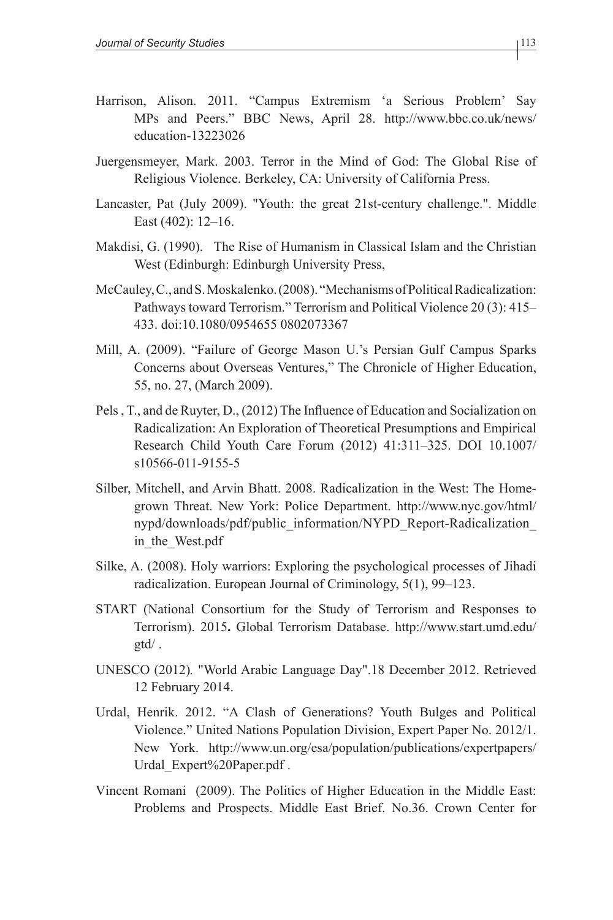Harrison, Alison. 2011. “Campus Extremism ‘a Serious Problem’ Say MPs and Peers.” BBC News, April 28. http://www.bbc.co.uk/news/education-13223026

Juergensmeyer, Mark. 2003. Terror in the Mind of God: The Global Rise of Religious Violence. Berkeley, CA: University of California Press.

Lancaster, Pat (July 2009). "Youth: the great 21st-century challenge.". Middle East (402): 12–16.

Makdisi, G. (1990). The Rise of Humanism in Classical Islam and the Christian West (Edinburgh: Edinburgh University Press,

McCauley, C., and S. Moskalenko. (2008). “Mechanisms of Political Radicalization: Pathways toward Terrorism.” Terrorism and Political Violence 20 (3): 415–433. doi:10.1080/0954655 0802073367

Mill, A. (2009). “Failure of George Mason U.’s Persian Gulf Campus Sparks Concerns about Overseas Ventures,” The Chronicle of Higher Education, 55, no. 27, (March 2009).

Pels , T., and de Ruyter, D., (2012) The Influence of Education and Socialization on Radicalization: An Exploration of Theoretical Presumptions and Empirical Research Child Youth Care Forum (2012) 41:311–325. DOI 10.1007/s10566-011-9155-5

Silber, Mitchell, and Arvin Bhatt. 2008. Radicalization in the West: The Home-grown Threat. New York: Police Department. http://www.nyc.gov/html/nypd/downloads/pdf/public_information/NYPD_Report-Radicalization_in_the_West.pdf

Silke, A. (2008). Holy warriors: Exploring the psychological processes of Jihadi radicalization. European Journal of Criminology, 5(1), 99–123.

START (National Consortium for the Study of Terrorism and Responses to Terrorism). 2015**.** Global Terrorism Database. http://www.start.umd.edu/gtd/ .

UNESCO (2012)*.* "World Arabic Language Day".18 December 2012. Retrieved 12 February 2014.

Urdal, Henrik. 2012. “A Clash of Generations? Youth Bulges and Political Violence.” United Nations Population Division, Expert Paper No. 2012/1. New York. http://www.un.org/esa/population/publications/expertpapers/Urdal_Expert%20Paper.pdf .

Vincent Romani (2009). The Politics of Higher Education in the Middle East: Problems and Prospects. Middle East Brief. No.36. Crown Center for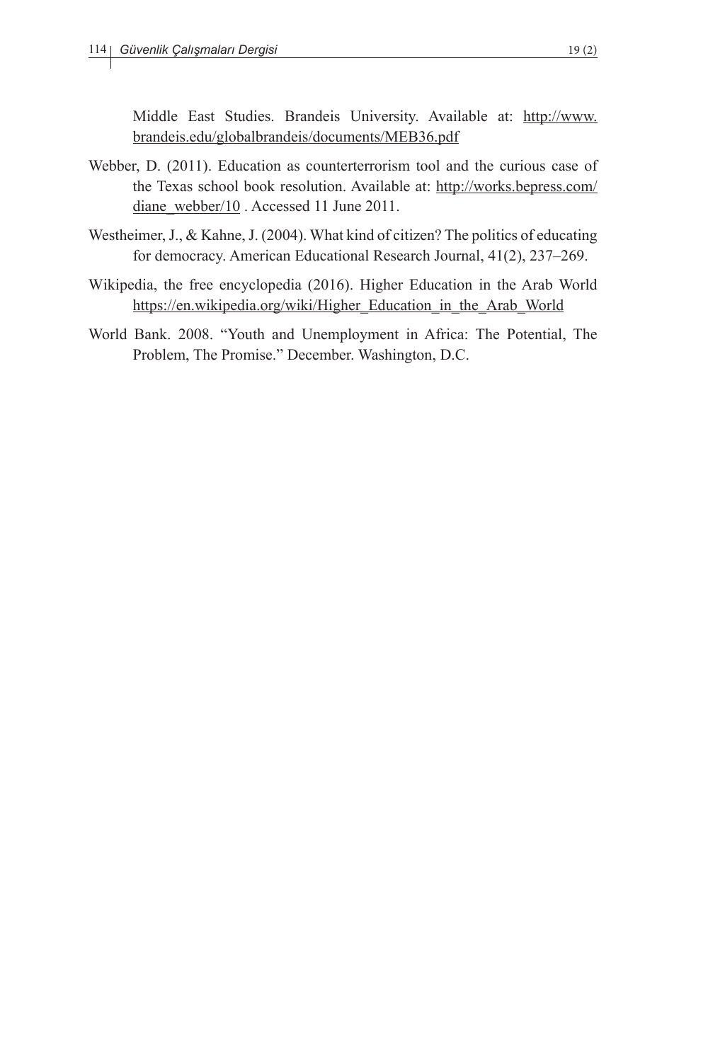Middle East Studies. Brandeis University. Available at: http://www.brandeis.edu/globalbrandeis/documents/MEB36.pdf

Webber, D. (2011). Education as counterterrorism tool and the curious case of the Texas school book resolution. Available at: http://works.bepress.com/diane_webber/10 . Accessed 11 June 2011.

Westheimer, J., & Kahne, J. (2004). What kind of citizen? The politics of educating for democracy. American Educational Research Journal, 41(2), 237–269.

Wikipedia, the free encyclopedia (2016). Higher Education in the Arab World https://en.wikipedia.org/wiki/Higher_Education_in_the_Arab_World

World Bank. 2008. "Youth and Unemployment in Africa: The Potential, The Problem, The Promise." December. Washington, D.C.